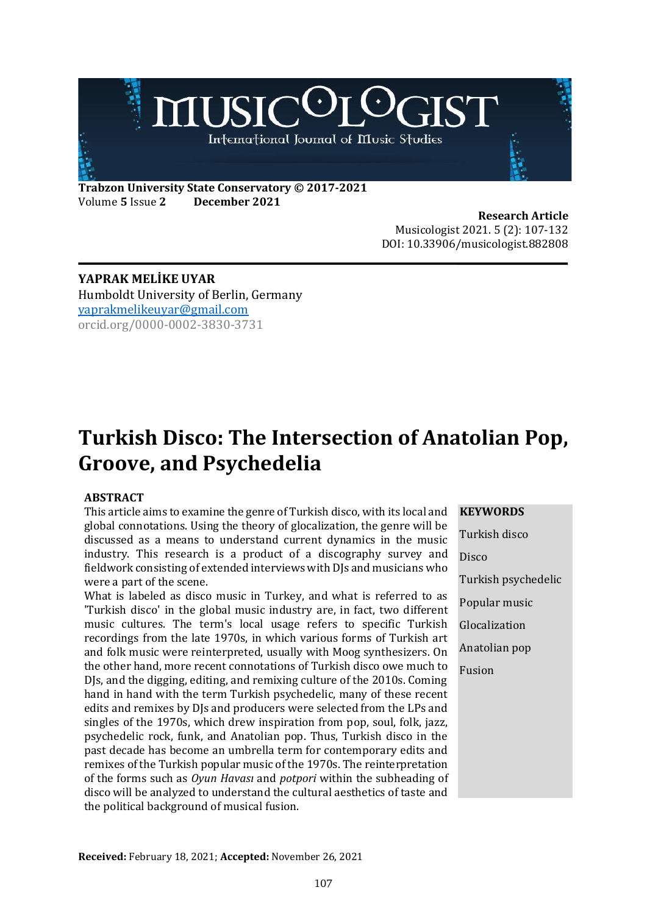**Trabzon University State Conservatory © 2017-2021**
Volume **5** Issue **2** **December 2021**

**Research Article**
Musicologist 2021. 5 (2): 107-132
DOI: 10.33906/musicologist.882808

---

**YAPRAK MELİKE UYAR**
Humboldt University of Berlin, Germany
yaprakmelikeuyar@gmail.com
orcid.org/0000-0002-3830-3731

# Turkish Disco: The Intersection of Anatolian Pop, Groove, and Psychedelia

## ABSTRACT

This article aims to examine the genre of Turkish disco, with its local and global connotations. Using the theory of glocalization, the genre will be discussed as a means to understand current dynamics in the music industry. This research is a product of a discography survey and fieldwork consisting of extended interviews with DJs and musicians who were a part of the scene.

What is labeled as disco music in Turkey, and what is referred to as 'Turkish disco' in the global music industry are, in fact, two different music cultures. The term's local usage refers to specific Turkish recordings from the late 1970s, in which various forms of Turkish art and folk music were reinterpreted, usually with Moog synthesizers. On the other hand, more recent connotations of Turkish disco owe much to DJs, and the digging, editing, and remixing culture of the 2010s. Coming hand in hand with the term Turkish psychedelic, many of these recent edits and remixes by DJs and producers were selected from the LPs and singles of the 1970s, which drew inspiration from pop, soul, folk, jazz, psychedelic rock, funk, and Anatolian pop. Thus, Turkish disco in the past decade has become an umbrella term for contemporary edits and remixes of the Turkish popular music of the 1970s. The reinterpretation of the forms such as *Oyun Havası* and *potpori* within the subheading of disco will be analyzed to understand the cultural aesthetics of taste and the political background of musical fusion.

**KEYWORDS**

Turkish disco

Disco

Turkish psychedelic

Popular music

Glocalization

Anatolian pop

Fusion

**Received:** February 18, 2021; **Accepted:** November 26, 2021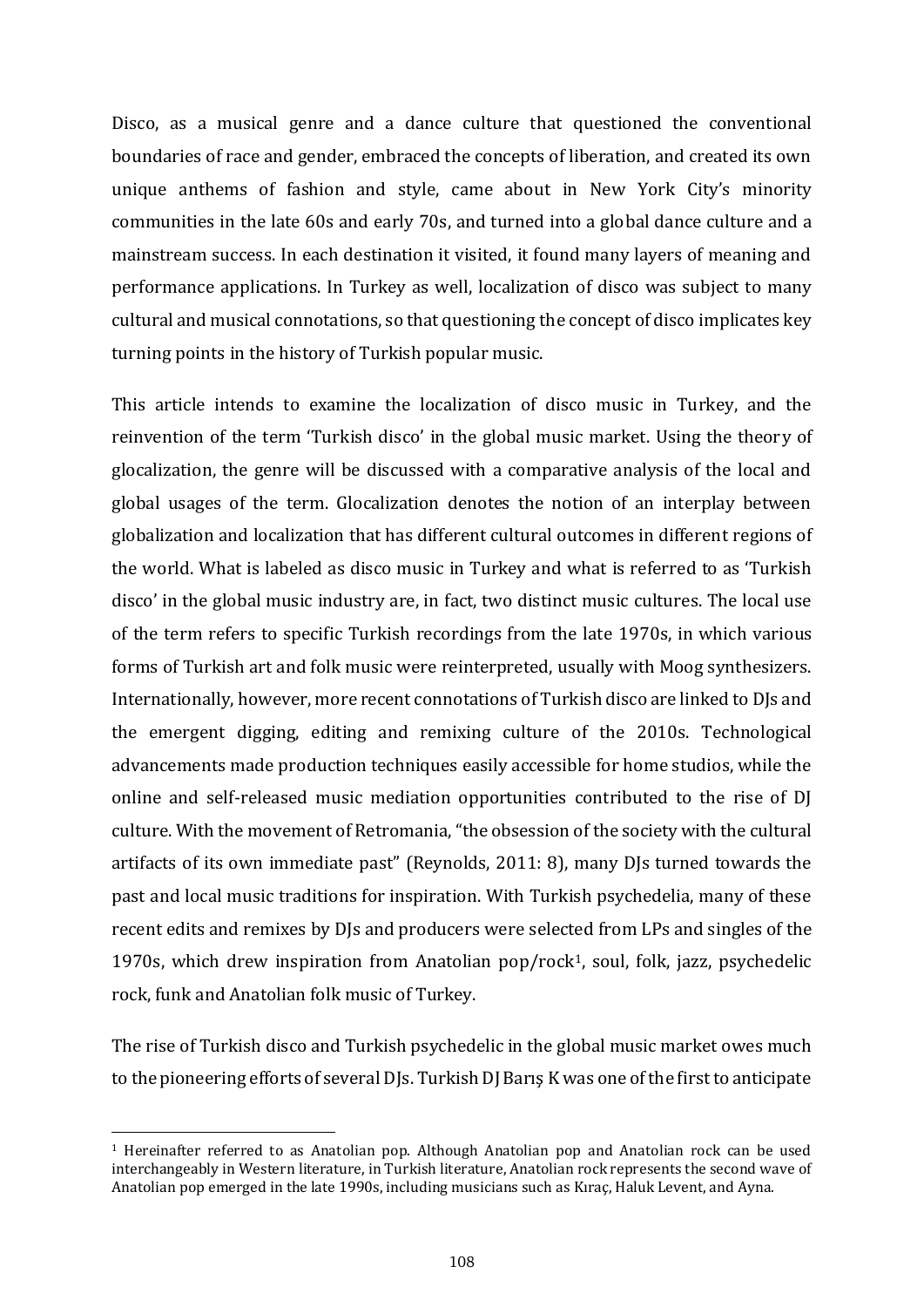Disco, as a musical genre and a dance culture that questioned the conventional boundaries of race and gender, embraced the concepts of liberation, and created its own unique anthems of fashion and style, came about in New York City's minority communities in the late 60s and early 70s, and turned into a global dance culture and a mainstream success. In each destination it visited, it found many layers of meaning and performance applications. In Turkey as well, localization of disco was subject to many cultural and musical connotations, so that questioning the concept of disco implicates key turning points in the history of Turkish popular music.

This article intends to examine the localization of disco music in Turkey, and the reinvention of the term 'Turkish disco' in the global music market. Using the theory of glocalization, the genre will be discussed with a comparative analysis of the local and global usages of the term. Glocalization denotes the notion of an interplay between globalization and localization that has different cultural outcomes in different regions of the world. What is labeled as disco music in Turkey and what is referred to as 'Turkish disco' in the global music industry are, in fact, two distinct music cultures. The local use of the term refers to specific Turkish recordings from the late 1970s, in which various forms of Turkish art and folk music were reinterpreted, usually with Moog synthesizers. Internationally, however, more recent connotations of Turkish disco are linked to DJs and the emergent digging, editing and remixing culture of the 2010s. Technological advancements made production techniques easily accessible for home studios, while the online and self-released music mediation opportunities contributed to the rise of DJ culture. With the movement of Retromania, "the obsession of the society with the cultural artifacts of its own immediate past" (Reynolds, 2011: 8), many DJs turned towards the past and local music traditions for inspiration. With Turkish psychedelia, many of these recent edits and remixes by DJs and producers were selected from LPs and singles of the 1970s, which drew inspiration from Anatolian pop/rock[1], soul, folk, jazz, psychedelic rock, funk and Anatolian folk music of Turkey.

The rise of Turkish disco and Turkish psychedelic in the global music market owes much to the pioneering efforts of several DJs. Turkish DJ Barış K was one of the first to anticipate

[1] Hereinafter referred to as Anatolian pop. Although Anatolian pop and Anatolian rock can be used interchangeably in Western literature, in Turkish literature, Anatolian rock represents the second wave of Anatolian pop emerged in the late 1990s, including musicians such as Kıraç, Haluk Levent, and Ayna.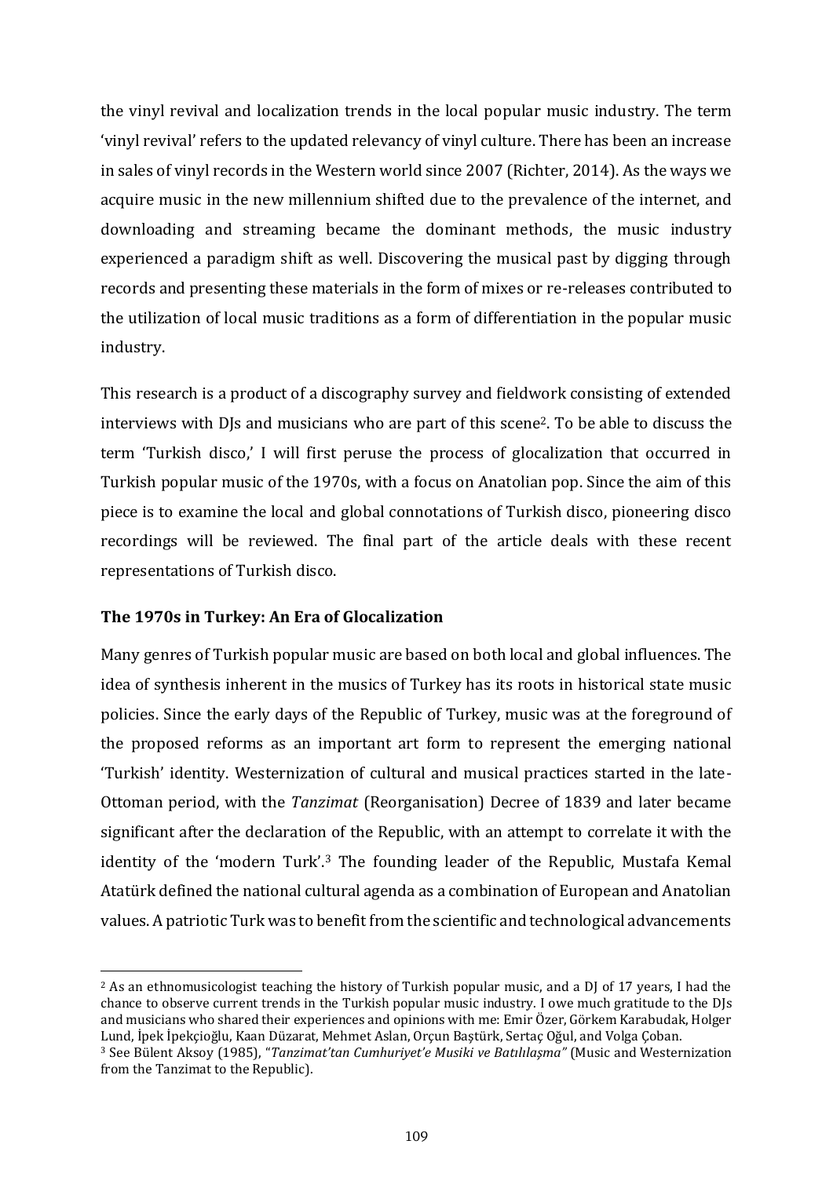the vinyl revival and localization trends in the local popular music industry. The term 'vinyl revival' refers to the updated relevancy of vinyl culture. There has been an increase in sales of vinyl records in the Western world since 2007 (Richter, 2014). As the ways we acquire music in the new millennium shifted due to the prevalence of the internet, and downloading and streaming became the dominant methods, the music industry experienced a paradigm shift as well. Discovering the musical past by digging through records and presenting these materials in the form of mixes or re-releases contributed to the utilization of local music traditions as a form of differentiation in the popular music industry.

This research is a product of a discography survey and fieldwork consisting of extended interviews with DJs and musicians who are part of this scene[2]. To be able to discuss the term 'Turkish disco,' I will first peruse the process of glocalization that occurred in Turkish popular music of the 1970s, with a focus on Anatolian pop. Since the aim of this piece is to examine the local and global connotations of Turkish disco, pioneering disco recordings will be reviewed. The final part of the article deals with these recent representations of Turkish disco.

## The 1970s in Turkey: An Era of Glocalization

Many genres of Turkish popular music are based on both local and global influences. The idea of synthesis inherent in the musics of Turkey has its roots in historical state music policies. Since the early days of the Republic of Turkey, music was at the foreground of the proposed reforms as an important art form to represent the emerging national 'Turkish' identity. Westernization of cultural and musical practices started in the late-Ottoman period, with the *Tanzimat* (Reorganisation) Decree of 1839 and later became significant after the declaration of the Republic, with an attempt to correlate it with the identity of the 'modern Turk'.[3] The founding leader of the Republic, Mustafa Kemal Atatürk defined the national cultural agenda as a combination of European and Anatolian values. A patriotic Turk was to benefit from the scientific and technological advancements

---

[2] As an ethnomusicologist teaching the history of Turkish popular music, and a DJ of 17 years, I had the chance to observe current trends in the Turkish popular music industry. I owe much gratitude to the DJs and musicians who shared their experiences and opinions with me: Emir Özer, Görkem Karabudak, Holger Lund, İpek İpekçioğlu, Kaan Düzarat, Mehmet Aslan, Orçun Baştürk, Sertaç Oğul, and Volga Çoban.

[3] See Bülent Aksoy (1985), "*Tanzimat'tan Cumhuriyet'e Musiki ve Batılılaşma"* (Music and Westernization from the Tanzimat to the Republic).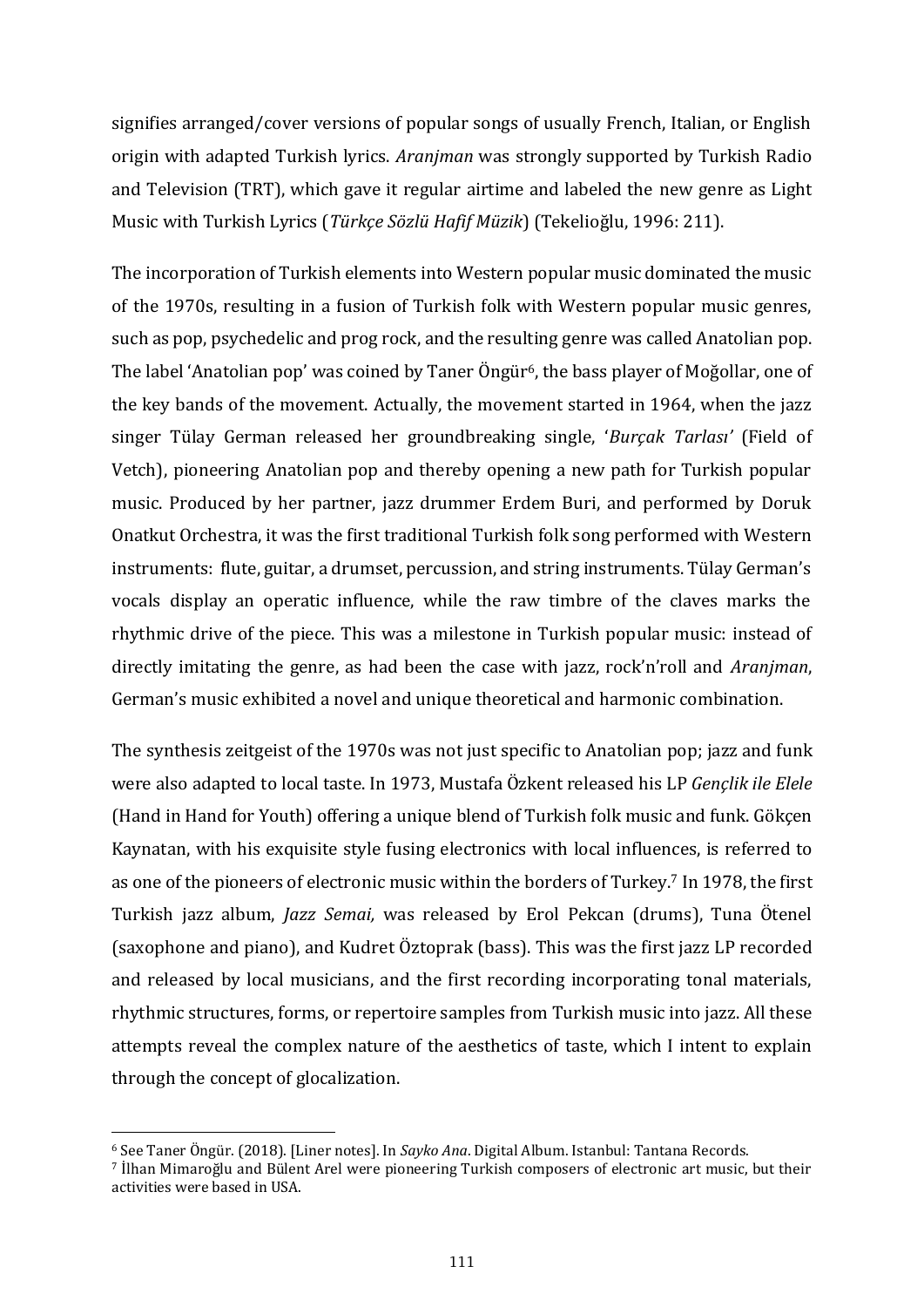signifies arranged/cover versions of popular songs of usually French, Italian, or English origin with adapted Turkish lyrics. *Aranjman* was strongly supported by Turkish Radio and Television (TRT), which gave it regular airtime and labeled the new genre as Light Music with Turkish Lyrics (*Türkçe Sözlü Hafif Müzik*) (Tekelioğlu, 1996: 211).

The incorporation of Turkish elements into Western popular music dominated the music of the 1970s, resulting in a fusion of Turkish folk with Western popular music genres, such as pop, psychedelic and prog rock, and the resulting genre was called Anatolian pop. The label 'Anatolian pop' was coined by Taner Öngür[6], the bass player of Moğollar, one of the key bands of the movement. Actually, the movement started in 1964, when the jazz singer Tülay German released her groundbreaking single, '*Burçak Tarlası*' (Field of Vetch), pioneering Anatolian pop and thereby opening a new path for Turkish popular music. Produced by her partner, jazz drummer Erdem Buri, and performed by Doruk Onatkut Orchestra, it was the first traditional Turkish folk song performed with Western instruments: flute, guitar, a drumset, percussion, and string instruments. Tülay German's vocals display an operatic influence, while the raw timbre of the claves marks the rhythmic drive of the piece. This was a milestone in Turkish popular music: instead of directly imitating the genre, as had been the case with jazz, rock'n'roll and *Aranjman*, German's music exhibited a novel and unique theoretical and harmonic combination.

The synthesis zeitgeist of the 1970s was not just specific to Anatolian pop; jazz and funk were also adapted to local taste. In 1973, Mustafa Özkent released his LP *Gençlik ile Elele* (Hand in Hand for Youth) offering a unique blend of Turkish folk music and funk. Gökçen Kaynatan, with his exquisite style fusing electronics with local influences, is referred to as one of the pioneers of electronic music within the borders of Turkey.[7] In 1978, the first Turkish jazz album, *Jazz Semai,* was released by Erol Pekcan (drums), Tuna Ötenel (saxophone and piano), and Kudret Öztoprak (bass). This was the first jazz LP recorded and released by local musicians, and the first recording incorporating tonal materials, rhythmic structures, forms, or repertoire samples from Turkish music into jazz. All these attempts reveal the complex nature of the aesthetics of taste, which I intent to explain through the concept of glocalization.

---

[6] See Taner Öngür. (2018). [Liner notes]. In *Sayko Ana*. Digital Album. Istanbul: Tantana Records.

[7] İlhan Mimaroğlu and Bülent Arel were pioneering Turkish composers of electronic art music, but their activities were based in USA.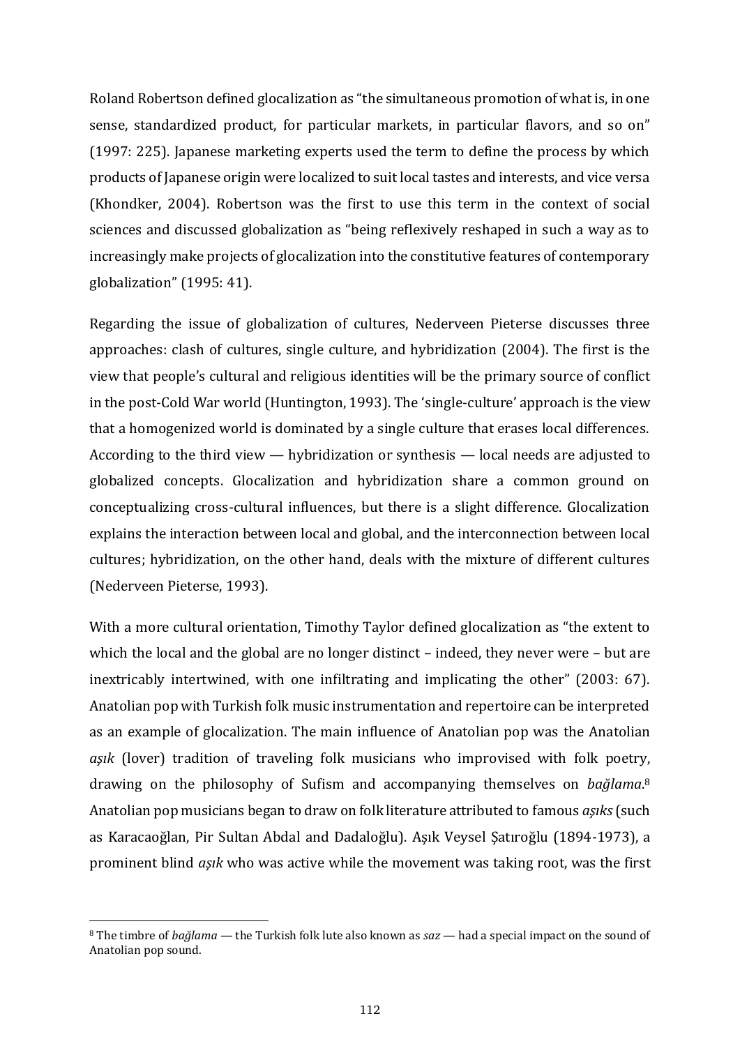Roland Robertson defined glocalization as "the simultaneous promotion of what is, in one sense, standardized product, for particular markets, in particular flavors, and so on" (1997: 225). Japanese marketing experts used the term to define the process by which products of Japanese origin were localized to suit local tastes and interests, and vice versa (Khondker, 2004). Robertson was the first to use this term in the context of social sciences and discussed globalization as "being reflexively reshaped in such a way as to increasingly make projects of glocalization into the constitutive features of contemporary globalization" (1995: 41).

Regarding the issue of globalization of cultures, Nederveen Pieterse discusses three approaches: clash of cultures, single culture, and hybridization (2004). The first is the view that people's cultural and religious identities will be the primary source of conflict in the post-Cold War world (Huntington, 1993). The 'single-culture' approach is the view that a homogenized world is dominated by a single culture that erases local differences. According to the third view — hybridization or synthesis — local needs are adjusted to globalized concepts. Glocalization and hybridization share a common ground on conceptualizing cross-cultural influences, but there is a slight difference. Glocalization explains the interaction between local and global, and the interconnection between local cultures; hybridization, on the other hand, deals with the mixture of different cultures (Nederveen Pieterse, 1993).

With a more cultural orientation, Timothy Taylor defined glocalization as "the extent to which the local and the global are no longer distinct – indeed, they never were – but are inextricably intertwined, with one infiltrating and implicating the other" (2003: 67). Anatolian pop with Turkish folk music instrumentation and repertoire can be interpreted as an example of glocalization. The main influence of Anatolian pop was the Anatolian *aşık* (lover) tradition of traveling folk musicians who improvised with folk poetry, drawing on the philosophy of Sufism and accompanying themselves on *bağlama*.[8] Anatolian pop musicians began to draw on folk literature attributed to famous *aşıks* (such as Karacaoğlan, Pir Sultan Abdal and Dadaloğlu). Aşık Veysel Şatıroğlu (1894-1973), a prominent blind *aşık* who was active while the movement was taking root, was the first

[8] The timbre of *bağlama* — the Turkish folk lute also known as *saz* — had a special impact on the sound of Anatolian pop sound.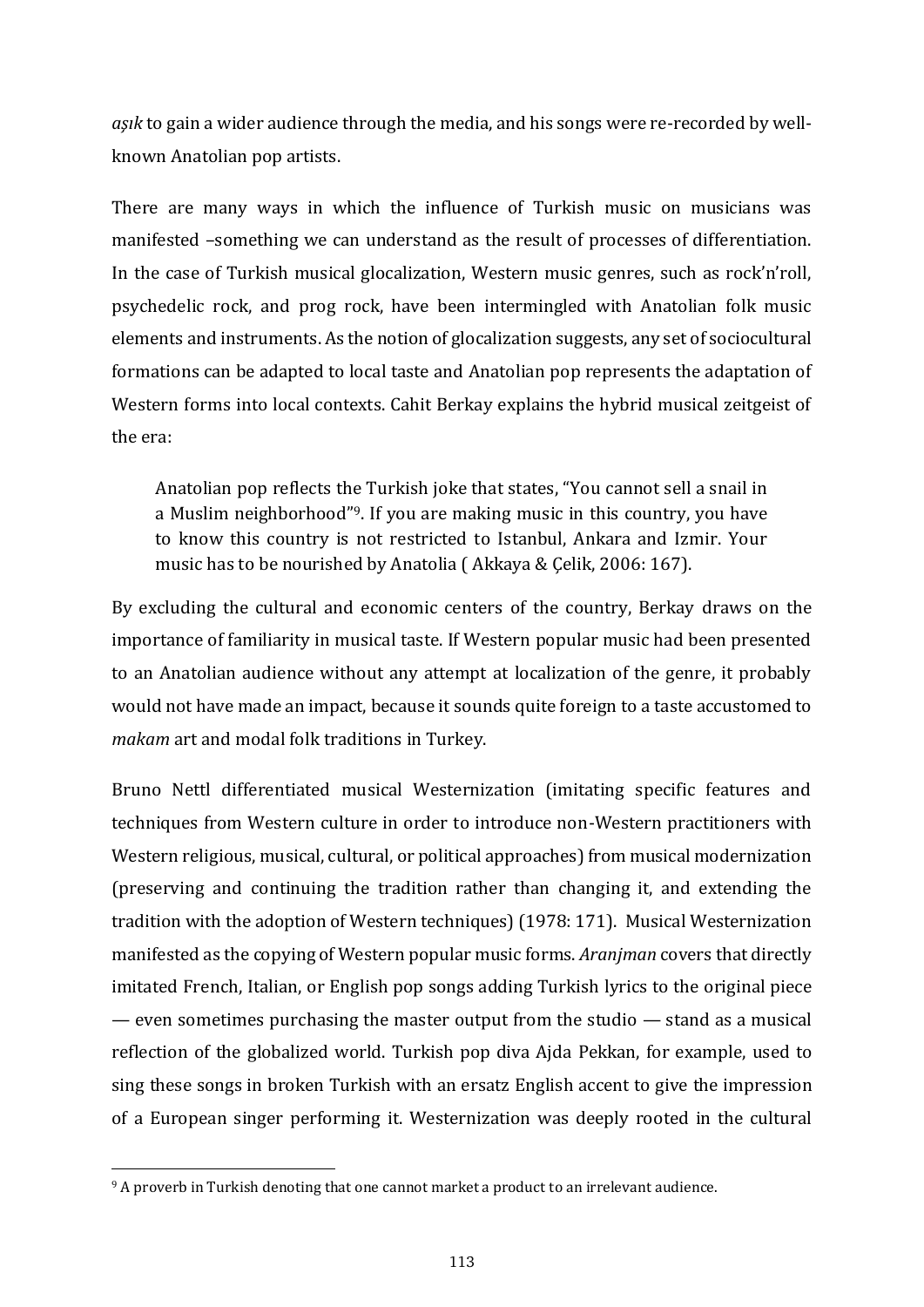*aşık* to gain a wider audience through the media, and his songs were re-recorded by well-known Anatolian pop artists.

There are many ways in which the influence of Turkish music on musicians was manifested –something we can understand as the result of processes of differentiation. In the case of Turkish musical glocalization, Western music genres, such as rock'n'roll, psychedelic rock, and prog rock, have been intermingled with Anatolian folk music elements and instruments. As the notion of glocalization suggests, any set of sociocultural formations can be adapted to local taste and Anatolian pop represents the adaptation of Western forms into local contexts. Cahit Berkay explains the hybrid musical zeitgeist of the era:

> Anatolian pop reflects the Turkish joke that states, "You cannot sell a snail in a Muslim neighborhood"[9]. If you are making music in this country, you have to know this country is not restricted to Istanbul, Ankara and Izmir. Your music has to be nourished by Anatolia ( Akkaya & Çelik, 2006: 167).

By excluding the cultural and economic centers of the country, Berkay draws on the importance of familiarity in musical taste. If Western popular music had been presented to an Anatolian audience without any attempt at localization of the genre, it probably would not have made an impact, because it sounds quite foreign to a taste accustomed to *makam* art and modal folk traditions in Turkey.

Bruno Nettl differentiated musical Westernization (imitating specific features and techniques from Western culture in order to introduce non-Western practitioners with Western religious, musical, cultural, or political approaches) from musical modernization (preserving and continuing the tradition rather than changing it, and extending the tradition with the adoption of Western techniques) (1978: 171). Musical Westernization manifested as the copying of Western popular music forms. *Aranjman* covers that directly imitated French, Italian, or English pop songs adding Turkish lyrics to the original piece — even sometimes purchasing the master output from the studio — stand as a musical reflection of the globalized world. Turkish pop diva Ajda Pekkan, for example, used to sing these songs in broken Turkish with an ersatz English accent to give the impression of a European singer performing it. Westernization was deeply rooted in the cultural

[9] A proverb in Turkish denoting that one cannot market a product to an irrelevant audience.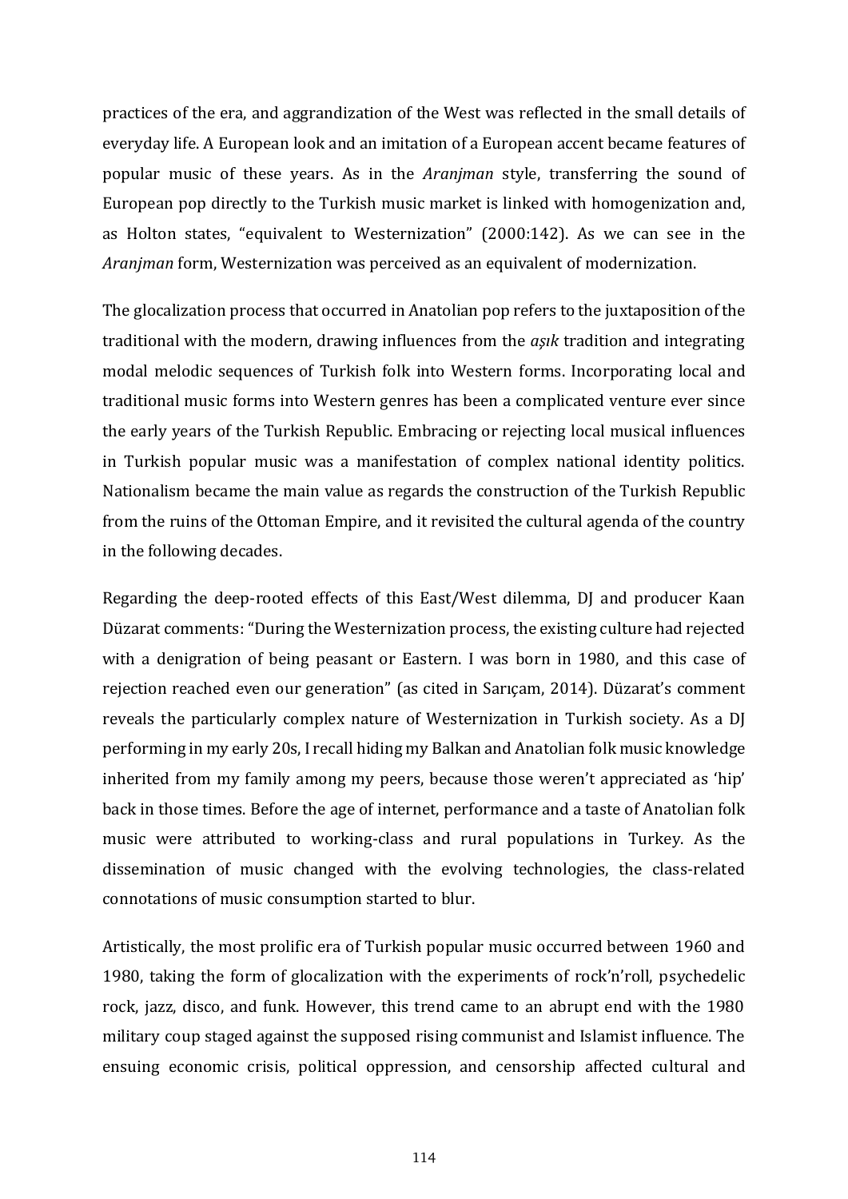practices of the era, and aggrandization of the West was reflected in the small details of everyday life. A European look and an imitation of a European accent became features of popular music of these years. As in the *Aranjman* style, transferring the sound of European pop directly to the Turkish music market is linked with homogenization and, as Holton states, "equivalent to Westernization" (2000:142). As we can see in the *Aranjman* form, Westernization was perceived as an equivalent of modernization.

The glocalization process that occurred in Anatolian pop refers to the juxtaposition of the traditional with the modern, drawing influences from the *aşık* tradition and integrating modal melodic sequences of Turkish folk into Western forms. Incorporating local and traditional music forms into Western genres has been a complicated venture ever since the early years of the Turkish Republic. Embracing or rejecting local musical influences in Turkish popular music was a manifestation of complex national identity politics. Nationalism became the main value as regards the construction of the Turkish Republic from the ruins of the Ottoman Empire, and it revisited the cultural agenda of the country in the following decades.

Regarding the deep-rooted effects of this East/West dilemma, DJ and producer Kaan Düzarat comments: "During the Westernization process, the existing culture had rejected with a denigration of being peasant or Eastern. I was born in 1980, and this case of rejection reached even our generation" (as cited in Sarıçam, 2014). Düzarat's comment reveals the particularly complex nature of Westernization in Turkish society. As a DJ performing in my early 20s, I recall hiding my Balkan and Anatolian folk music knowledge inherited from my family among my peers, because those weren't appreciated as 'hip' back in those times. Before the age of internet, performance and a taste of Anatolian folk music were attributed to working-class and rural populations in Turkey. As the dissemination of music changed with the evolving technologies, the class-related connotations of music consumption started to blur.

Artistically, the most prolific era of Turkish popular music occurred between 1960 and 1980, taking the form of glocalization with the experiments of rock'n'roll, psychedelic rock, jazz, disco, and funk. However, this trend came to an abrupt end with the 1980 military coup staged against the supposed rising communist and Islamist influence. The ensuing economic crisis, political oppression, and censorship affected cultural and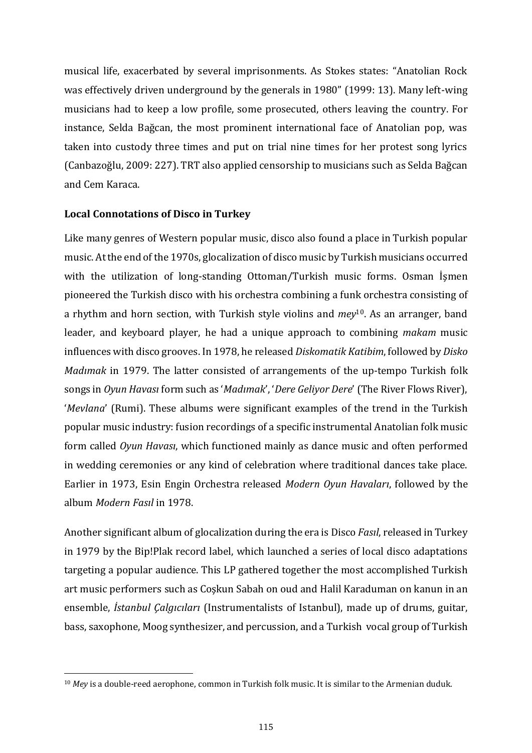musical life, exacerbated by several imprisonments. As Stokes states: "Anatolian Rock was effectively driven underground by the generals in 1980" (1999: 13). Many left-wing musicians had to keep a low profile, some prosecuted, others leaving the country. For instance, Selda Bağcan, the most prominent international face of Anatolian pop, was taken into custody three times and put on trial nine times for her protest song lyrics (Canbazoğlu, 2009: 227). TRT also applied censorship to musicians such as Selda Bağcan and Cem Karaca.

**Local Connotations of Disco in Turkey**

Like many genres of Western popular music, disco also found a place in Turkish popular music. At the end of the 1970s, glocalization of disco music by Turkish musicians occurred with the utilization of long-standing Ottoman/Turkish music forms. Osman İşmen pioneered the Turkish disco with his orchestra combining a funk orchestra consisting of a rhythm and horn section, with Turkish style violins and *mey*[10]. As an arranger, band leader, and keyboard player, he had a unique approach to combining *makam* music influences with disco grooves. In 1978, he released *Diskomatik Katibim*, followed by *Disko Madımak* in 1979. The latter consisted of arrangements of the up-tempo Turkish folk songs in *Oyun Havası* form such as '*Madımak*', '*Dere Geliyor Dere*' (The River Flows River), '*Mevlana*' (Rumi). These albums were significant examples of the trend in the Turkish popular music industry: fusion recordings of a specific instrumental Anatolian folk music form called *Oyun Havası*, which functioned mainly as dance music and often performed in wedding ceremonies or any kind of celebration where traditional dances take place. Earlier in 1973, Esin Engin Orchestra released *Modern Oyun Havaları*, followed by the album *Modern Fasıl* in 1978.

Another significant album of glocalization during the era is Disco *Fasıl*, released in Turkey in 1979 by the Bip!Plak record label, which launched a series of local disco adaptations targeting a popular audience. This LP gathered together the most accomplished Turkish art music performers such as Coşkun Sabah on oud and Halil Karaduman on kanun in an ensemble, *İstanbul Çalgıcıları* (Instrumentalists of Istanbul), made up of drums, guitar, bass, saxophone, Moog synthesizer, and percussion, and a Turkish vocal group of Turkish

[10] *Mey* is a double-reed aerophone, common in Turkish folk music. It is similar to the Armenian duduk.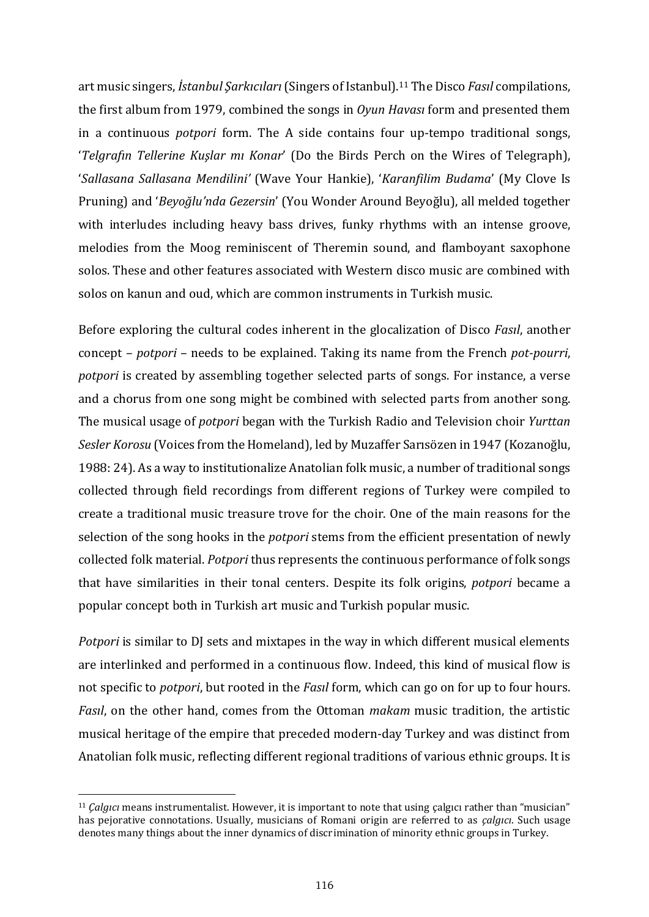art music singers, *İstanbul Şarkıcıları* (Singers of Istanbul).[11] The Disco *Fasıl* compilations, the first album from 1979, combined the songs in *Oyun Havası* form and presented them in a continuous *potpori* form. The A side contains four up-tempo traditional songs, '*Telgrafın Tellerine Kuşlar mı Konar*' (Do the Birds Perch on the Wires of Telegraph), '*Sallasana Sallasana Mendilini'* (Wave Your Hankie), '*Karanfilim Budama*' (My Clove Is Pruning) and '*Beyoğlu'nda Gezersin*' (You Wonder Around Beyoğlu), all melded together with interludes including heavy bass drives, funky rhythms with an intense groove, melodies from the Moog reminiscent of Theremin sound, and flamboyant saxophone solos. These and other features associated with Western disco music are combined with solos on kanun and oud, which are common instruments in Turkish music.

Before exploring the cultural codes inherent in the glocalization of Disco *Fasıl*, another concept – *potpori* – needs to be explained. Taking its name from the French *pot-pourri*, *potpori* is created by assembling together selected parts of songs. For instance, a verse and a chorus from one song might be combined with selected parts from another song. The musical usage of *potpori* began with the Turkish Radio and Television choir *Yurttan Sesler Korosu* (Voices from the Homeland), led by Muzaffer Sarısözen in 1947 (Kozanoğlu, 1988: 24). As a way to institutionalize Anatolian folk music, a number of traditional songs collected through field recordings from different regions of Turkey were compiled to create a traditional music treasure trove for the choir. One of the main reasons for the selection of the song hooks in the *potpori* stems from the efficient presentation of newly collected folk material. *Potpori* thus represents the continuous performance of folk songs that have similarities in their tonal centers. Despite its folk origins, *potpori* became a popular concept both in Turkish art music and Turkish popular music.

*Potpori* is similar to DJ sets and mixtapes in the way in which different musical elements are interlinked and performed in a continuous flow. Indeed, this kind of musical flow is not specific to *potpori*, but rooted in the *Fasıl* form, which can go on for up to four hours. *Fasıl*, on the other hand, comes from the Ottoman *makam* music tradition, the artistic musical heritage of the empire that preceded modern-day Turkey and was distinct from Anatolian folk music, reflecting different regional traditions of various ethnic groups. It is

[11] *Çalgıcı* means instrumentalist. However, it is important to note that using çalgıcı rather than "musician" has pejorative connotations. Usually, musicians of Romani origin are referred to as *çalgıcı*. Such usage denotes many things about the inner dynamics of discrimination of minority ethnic groups in Turkey.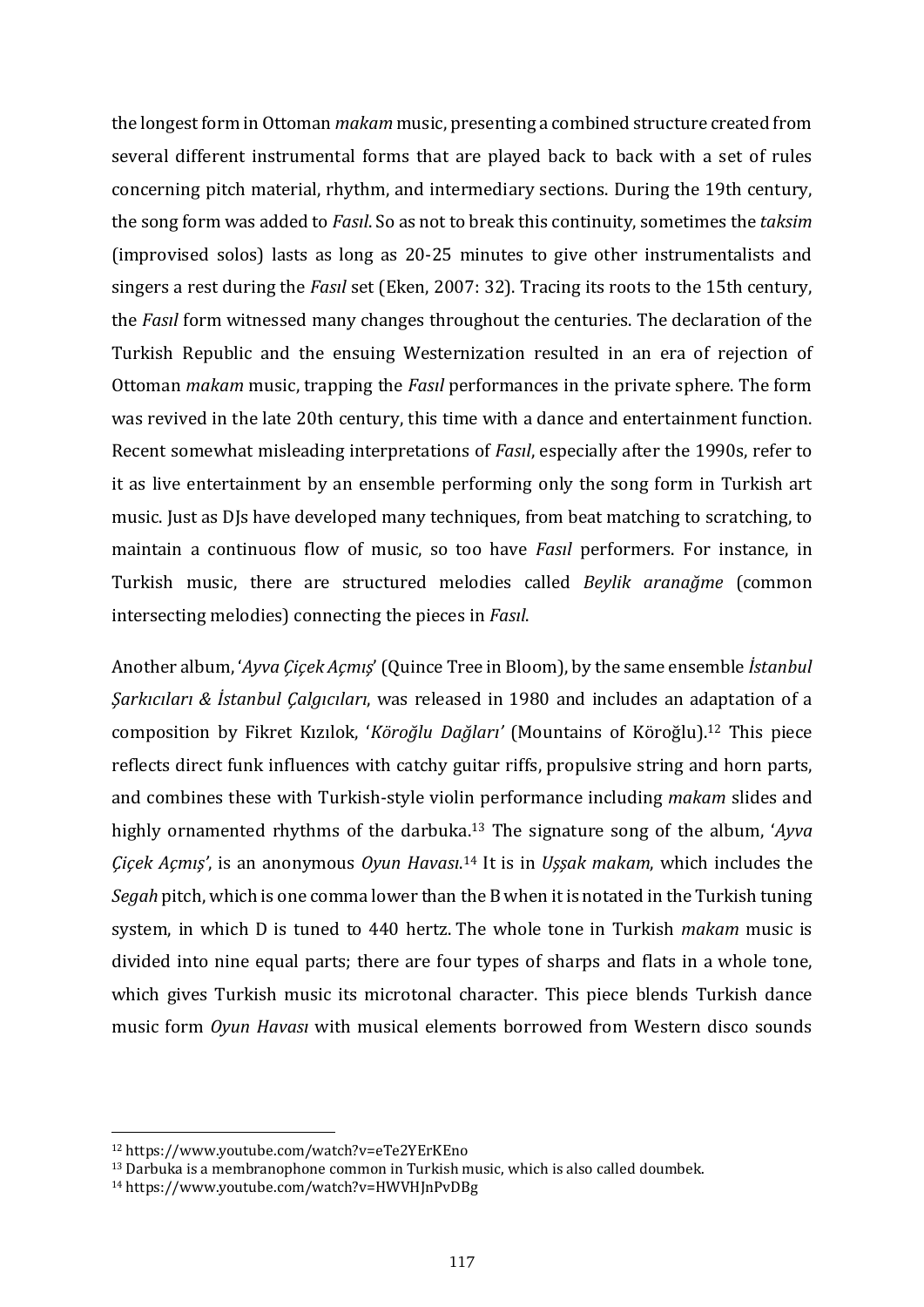the longest form in Ottoman *makam* music, presenting a combined structure created from several different instrumental forms that are played back to back with a set of rules concerning pitch material, rhythm, and intermediary sections. During the 19th century, the song form was added to *Fasıl*. So as not to break this continuity, sometimes the *taksim* (improvised solos) lasts as long as 20-25 minutes to give other instrumentalists and singers a rest during the *Fasıl* set (Eken, 2007: 32). Tracing its roots to the 15th century, the *Fasıl* form witnessed many changes throughout the centuries. The declaration of the Turkish Republic and the ensuing Westernization resulted in an era of rejection of Ottoman *makam* music, trapping the *Fasıl* performances in the private sphere. The form was revived in the late 20th century, this time with a dance and entertainment function. Recent somewhat misleading interpretations of *Fasıl*, especially after the 1990s, refer to it as live entertainment by an ensemble performing only the song form in Turkish art music. Just as DJs have developed many techniques, from beat matching to scratching, to maintain a continuous flow of music, so too have *Fasıl* performers. For instance, in Turkish music, there are structured melodies called *Beylik aranağme* (common intersecting melodies) connecting the pieces in *Fasıl*.

Another album, '*Ayva Çiçek Açmış*' (Quince Tree in Bloom), by the same ensemble *İstanbul Şarkıcıları & İstanbul Çalgıcıları*, was released in 1980 and includes an adaptation of a composition by Fikret Kızılok, '*Köroğlu Dağları'* (Mountains of Köroğlu).[12] This piece reflects direct funk influences with catchy guitar riffs, propulsive string and horn parts, and combines these with Turkish-style violin performance including *makam* slides and highly ornamented rhythms of the darbuka.[13] The signature song of the album, '*Ayva Çiçek Açmış'*, is an anonymous *Oyun Havası*.[14] It is in *Uşşak makam*, which includes the *Segah* pitch, which is one comma lower than the B when it is notated in the Turkish tuning system, in which D is tuned to 440 hertz. The whole tone in Turkish *makam* music is divided into nine equal parts; there are four types of sharps and flats in a whole tone, which gives Turkish music its microtonal character. This piece blends Turkish dance music form *Oyun Havası* with musical elements borrowed from Western disco sounds

---

[12] https://www.youtube.com/watch?v=eTe2YErKEno

[13] Darbuka is a membranophone common in Turkish music, which is also called doumbek.

[14] https://www.youtube.com/watch?v=HWVHJnPvDBg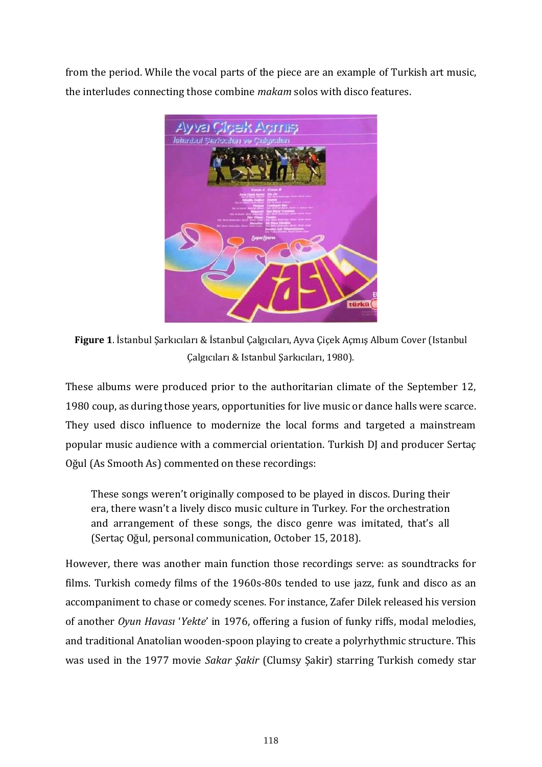from the period. While the vocal parts of the piece are an example of Turkish art music, the interludes connecting those combine *makam* solos with disco features.

**Figure 1**. İstanbul Şarkıcıları & İstanbul Çalgıcıları, Ayva Çiçek Açmış Album Cover (Istanbul Çalgıcıları & Istanbul Şarkıcıları, 1980).

These albums were produced prior to the authoritarian climate of the September 12, 1980 coup, as during those years, opportunities for live music or dance halls were scarce. They used disco influence to modernize the local forms and targeted a mainstream popular music audience with a commercial orientation. Turkish DJ and producer Sertaç Oğul (As Smooth As) commented on these recordings:

> These songs weren't originally composed to be played in discos. During their era, there wasn't a lively disco music culture in Turkey. For the orchestration and arrangement of these songs, the disco genre was imitated, that's all (Sertaç Oğul, personal communication, October 15, 2018).

However, there was another main function those recordings serve: as soundtracks for films. Turkish comedy films of the 1960s-80s tended to use jazz, funk and disco as an accompaniment to chase or comedy scenes. For instance, Zafer Dilek released his version of another *Oyun Havası* '*Yekte*' in 1976, offering a fusion of funky riffs, modal melodies, and traditional Anatolian wooden-spoon playing to create a polyrhythmic structure. This was used in the 1977 movie *Sakar Şakir* (Clumsy Şakir) starring Turkish comedy star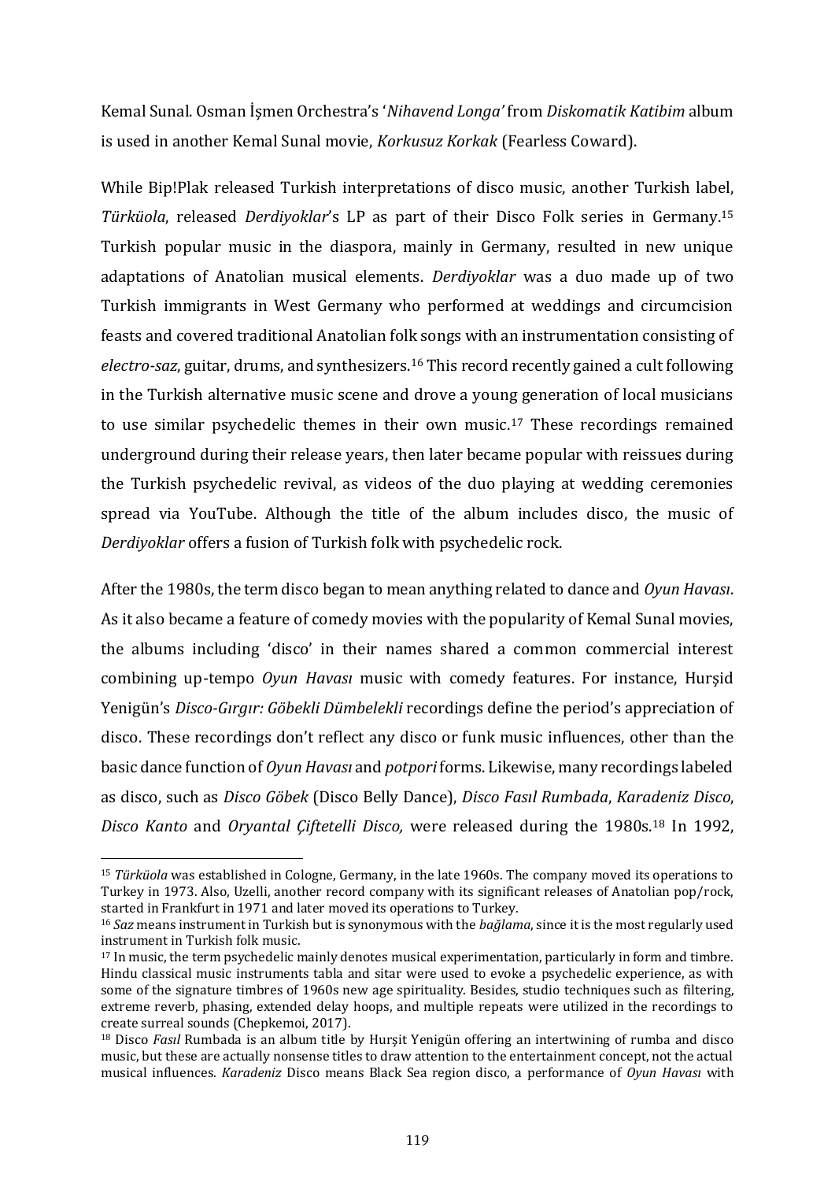Kemal Sunal. Osman İşmen Orchestra's '*Nihavend Longa'* from *Diskomatik Katibim* album is used in another Kemal Sunal movie, *Korkusuz Korkak* (Fearless Coward).

While Bip!Plak released Turkish interpretations of disco music, another Turkish label, *Türküola*, released *Derdiyoklar*'s LP as part of their Disco Folk series in Germany.[15] Turkish popular music in the diaspora, mainly in Germany, resulted in new unique adaptations of Anatolian musical elements. *Derdiyoklar* was a duo made up of two Turkish immigrants in West Germany who performed at weddings and circumcision feasts and covered traditional Anatolian folk songs with an instrumentation consisting of *electro-saz*, guitar, drums, and synthesizers.[16] This record recently gained a cult following in the Turkish alternative music scene and drove a young generation of local musicians to use similar psychedelic themes in their own music.[17] These recordings remained underground during their release years, then later became popular with reissues during the Turkish psychedelic revival, as videos of the duo playing at wedding ceremonies spread via YouTube. Although the title of the album includes disco, the music of *Derdiyoklar* offers a fusion of Turkish folk with psychedelic rock.

After the 1980s, the term disco began to mean anything related to dance and *Oyun Havası*. As it also became a feature of comedy movies with the popularity of Kemal Sunal movies, the albums including 'disco' in their names shared a common commercial interest combining up-tempo *Oyun Havası* music with comedy features. For instance, Hurşid Yenigün's *Disco-Gırgır: Göbekli Dümbelekli* recordings define the period's appreciation of disco. These recordings don't reflect any disco or funk music influences, other than the basic dance function of *Oyun Havası* and *potpori* forms. Likewise, many recordings labeled as disco, such as *Disco Göbek* (Disco Belly Dance), *Disco Fasıl Rumbada*, *Karadeniz Disco*, *Disco Kanto* and *Oryantal Çiftetelli Disco,* were released during the 1980s.[18] In 1992,

---

[15] *Türküola* was established in Cologne, Germany, in the late 1960s. The company moved its operations to Turkey in 1973. Also, Uzelli, another record company with its significant releases of Anatolian pop/rock, started in Frankfurt in 1971 and later moved its operations to Turkey.

[16] *Saz* means instrument in Turkish but is synonymous with the *bağlama*, since it is the most regularly used instrument in Turkish folk music.

[17] In music, the term psychedelic mainly denotes musical experimentation, particularly in form and timbre. Hindu classical music instruments tabla and sitar were used to evoke a psychedelic experience, as with some of the signature timbres of 1960s new age spirituality. Besides, studio techniques such as filtering, extreme reverb, phasing, extended delay hoops, and multiple repeats were utilized in the recordings to create surreal sounds (Chepkemoi, 2017).

[18] Disco *Fasıl* Rumbada is an album title by Hurşit Yenigün offering an intertwining of rumba and disco music, but these are actually nonsense titles to draw attention to the entertainment concept, not the actual musical influences. *Karadeniz* Disco means Black Sea region disco, a performance of *Oyun Havası* with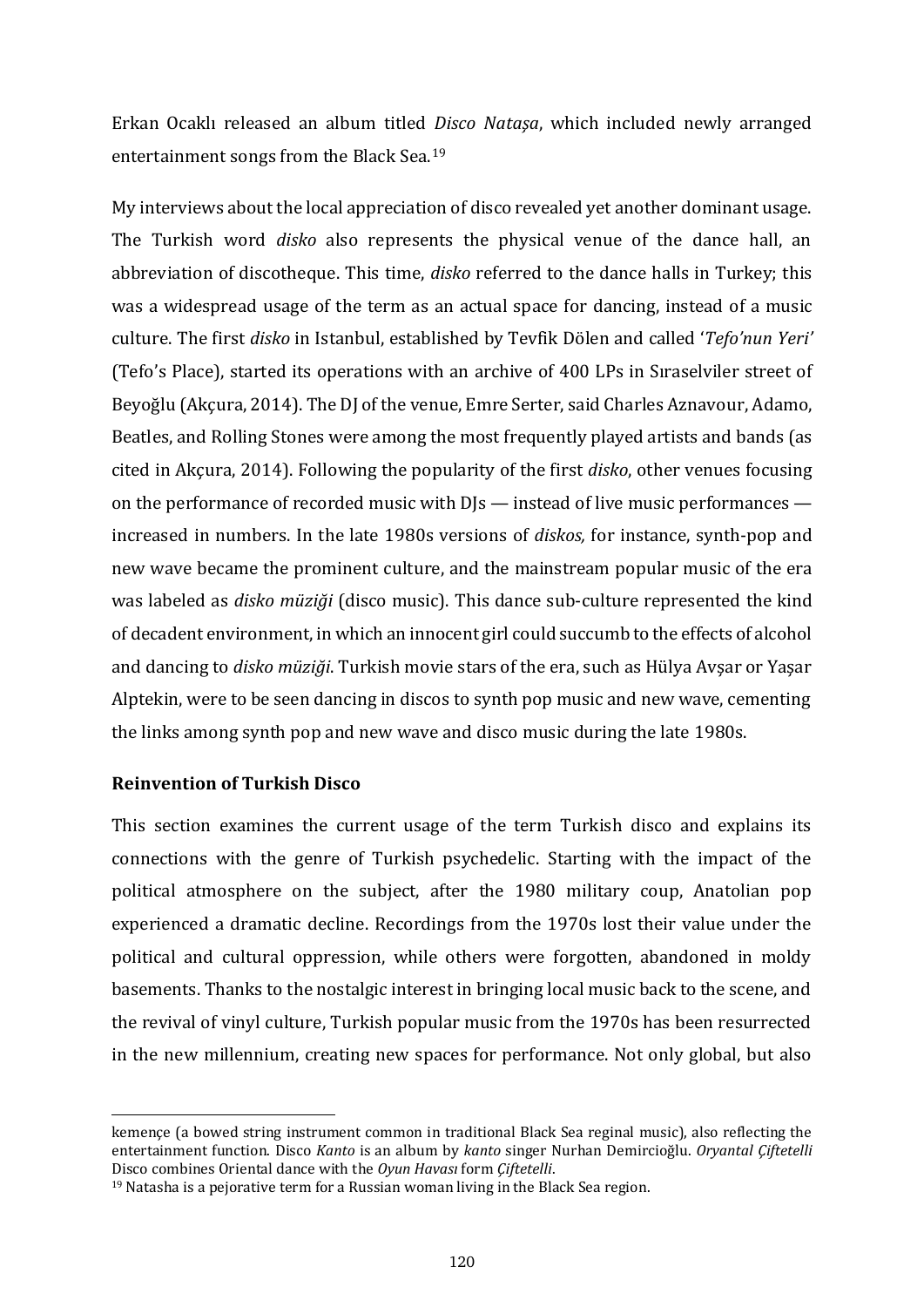Erkan Ocaklı released an album titled *Disco Nataşa*, which included newly arranged entertainment songs from the Black Sea.[19]

My interviews about the local appreciation of disco revealed yet another dominant usage. The Turkish word *disko* also represents the physical venue of the dance hall, an abbreviation of discotheque. This time, *disko* referred to the dance halls in Turkey; this was a widespread usage of the term as an actual space for dancing, instead of a music culture. The first *disko* in Istanbul, established by Tevfik Dölen and called '*Tefo'nun Yeri'* (Tefo's Place), started its operations with an archive of 400 LPs in Sıraselviler street of Beyoğlu (Akçura, 2014). The DJ of the venue, Emre Serter, said Charles Aznavour, Adamo, Beatles, and Rolling Stones were among the most frequently played artists and bands (as cited in Akçura, 2014). Following the popularity of the first *disko*, other venues focusing on the performance of recorded music with DJs — instead of live music performances — increased in numbers. In the late 1980s versions of *diskos,* for instance, synth-pop and new wave became the prominent culture, and the mainstream popular music of the era was labeled as *disko müziği* (disco music). This dance sub-culture represented the kind of decadent environment, in which an innocent girl could succumb to the effects of alcohol and dancing to *disko müziği*. Turkish movie stars of the era, such as Hülya Avşar or Yaşar Alptekin, were to be seen dancing in discos to synth pop music and new wave, cementing the links among synth pop and new wave and disco music during the late 1980s.

**Reinvention of Turkish Disco**

This section examines the current usage of the term Turkish disco and explains its connections with the genre of Turkish psychedelic. Starting with the impact of the political atmosphere on the subject, after the 1980 military coup, Anatolian pop experienced a dramatic decline. Recordings from the 1970s lost their value under the political and cultural oppression, while others were forgotten, abandoned in moldy basements. Thanks to the nostalgic interest in bringing local music back to the scene, and the revival of vinyl culture, Turkish popular music from the 1970s has been resurrected in the new millennium, creating new spaces for performance. Not only global, but also

---

kemençe (a bowed string instrument common in traditional Black Sea reginal music), also reflecting the entertainment function. Disco *Kanto* is an album by *kanto* singer Nurhan Demircioğlu. *Oryantal Çiftetelli* Disco combines Oriental dance with the *Oyun Havası* form *Çiftetelli*.

[19] Natasha is a pejorative term for a Russian woman living in the Black Sea region.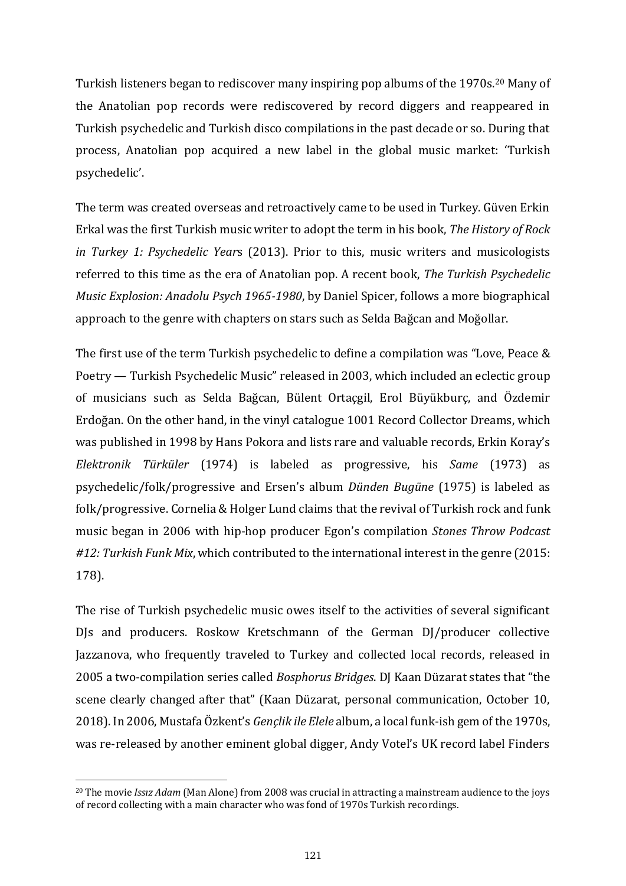Turkish listeners began to rediscover many inspiring pop albums of the 1970s.[20] Many of the Anatolian pop records were rediscovered by record diggers and reappeared in Turkish psychedelic and Turkish disco compilations in the past decade or so. During that process, Anatolian pop acquired a new label in the global music market: 'Turkish psychedelic'.

The term was created overseas and retroactively came to be used in Turkey. Güven Erkin Erkal was the first Turkish music writer to adopt the term in his book, *The History of Rock in Turkey 1: Psychedelic Year*s (2013). Prior to this, music writers and musicologists referred to this time as the era of Anatolian pop. A recent book, *The Turkish Psychedelic Music Explosion: Anadolu Psych 1965-1980*, by Daniel Spicer, follows a more biographical approach to the genre with chapters on stars such as Selda Bağcan and Moğollar.

The first use of the term Turkish psychedelic to define a compilation was "Love, Peace & Poetry — Turkish Psychedelic Music" released in 2003, which included an eclectic group of musicians such as Selda Bağcan, Bülent Ortaçgil, Erol Büyükburç, and Özdemir Erdoğan. On the other hand, in the vinyl catalogue 1001 Record Collector Dreams, which was published in 1998 by Hans Pokora and lists rare and valuable records, Erkin Koray's *Elektronik Türküler* (1974) is labeled as progressive, his *Same* (1973) as psychedelic/folk/progressive and Ersen's album *Dünden Bugüne* (1975) is labeled as folk/progressive. Cornelia & Holger Lund claims that the revival of Turkish rock and funk music began in 2006 with hip-hop producer Egon's compilation *Stones Throw Podcast #12: Turkish Funk Mix*, which contributed to the international interest in the genre (2015: 178).

The rise of Turkish psychedelic music owes itself to the activities of several significant DJs and producers. Roskow Kretschmann of the German DJ/producer collective Jazzanova, who frequently traveled to Turkey and collected local records, released in 2005 a two-compilation series called *Bosphorus Bridges*. DJ Kaan Düzarat states that "the scene clearly changed after that" (Kaan Düzarat, personal communication, October 10, 2018). In 2006, Mustafa Özkent's *Gençlik ile Elele* album, a local funk-ish gem of the 1970s, was re-released by another eminent global digger, Andy Votel's UK record label Finders

[20] The movie *Issız Adam* (Man Alone) from 2008 was crucial in attracting a mainstream audience to the joys of record collecting with a main character who was fond of 1970s Turkish recordings.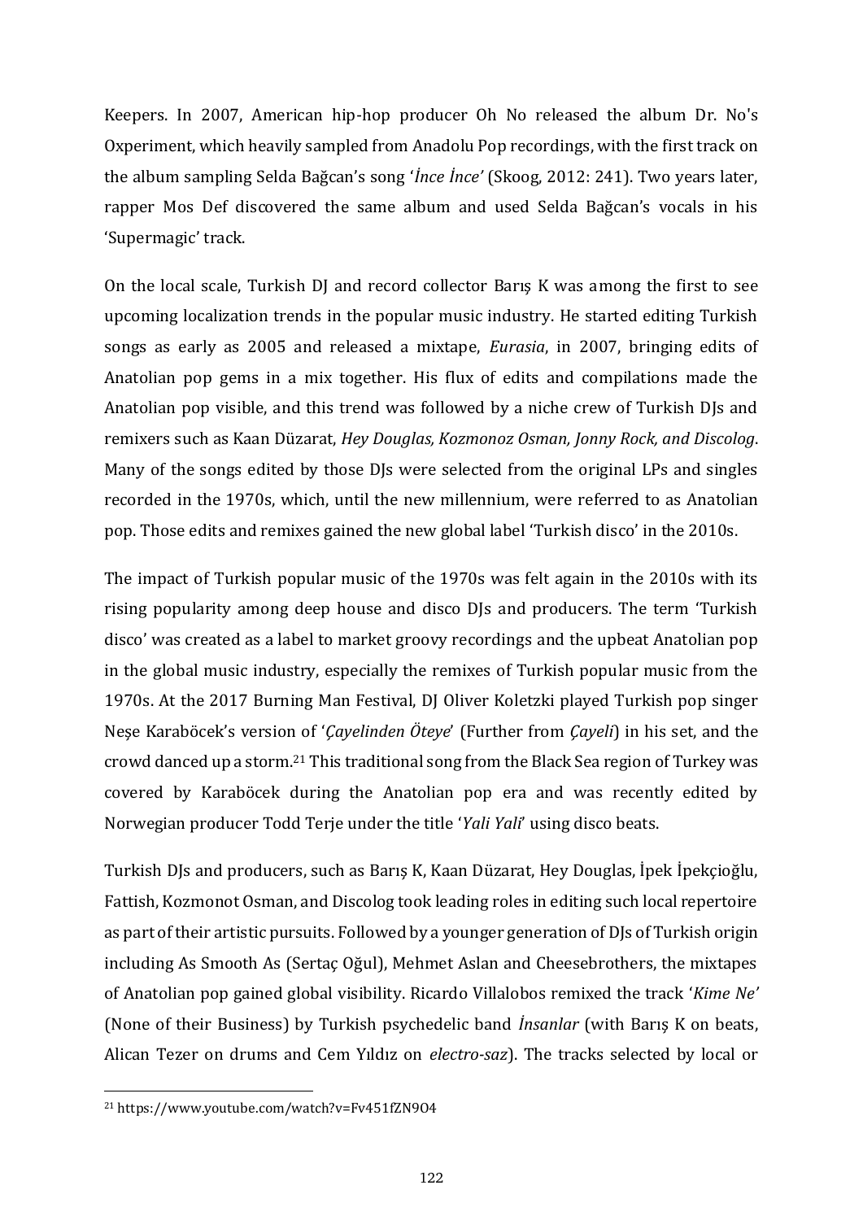Keepers. In 2007, American hip-hop producer Oh No released the album Dr. No's Oxperiment, which heavily sampled from Anadolu Pop recordings, with the first track on the album sampling Selda Bağcan's song '*İnce İnce'* (Skoog, 2012: 241). Two years later, rapper Mos Def discovered the same album and used Selda Bağcan's vocals in his 'Supermagic' track.

On the local scale, Turkish DJ and record collector Barış K was among the first to see upcoming localization trends in the popular music industry. He started editing Turkish songs as early as 2005 and released a mixtape, *Eurasia*, in 2007, bringing edits of Anatolian pop gems in a mix together. His flux of edits and compilations made the Anatolian pop visible, and this trend was followed by a niche crew of Turkish DJs and remixers such as Kaan Düzarat, *Hey Douglas, Kozmonoz Osman, Jonny Rock, and Discolog*. Many of the songs edited by those DJs were selected from the original LPs and singles recorded in the 1970s, which, until the new millennium, were referred to as Anatolian pop. Those edits and remixes gained the new global label 'Turkish disco' in the 2010s.

The impact of Turkish popular music of the 1970s was felt again in the 2010s with its rising popularity among deep house and disco DJs and producers. The term 'Turkish disco' was created as a label to market groovy recordings and the upbeat Anatolian pop in the global music industry, especially the remixes of Turkish popular music from the 1970s. At the 2017 Burning Man Festival, DJ Oliver Koletzki played Turkish pop singer Neşe Karaböcek's version of '*Çayelinden Öteye*' (Further from *Çayeli*) in his set, and the crowd danced up a storm.[21] This traditional song from the Black Sea region of Turkey was covered by Karaböcek during the Anatolian pop era and was recently edited by Norwegian producer Todd Terje under the title '*Yali Yali*' using disco beats.

Turkish DJs and producers, such as Barış K, Kaan Düzarat, Hey Douglas, İpek İpekçioğlu, Fattish, Kozmonot Osman, and Discolog took leading roles in editing such local repertoire as part of their artistic pursuits. Followed by a younger generation of DJs of Turkish origin including As Smooth As (Sertaç Oğul), Mehmet Aslan and Cheesebrothers, the mixtapes of Anatolian pop gained global visibility. Ricardo Villalobos remixed the track '*Kime Ne'* (None of their Business) by Turkish psychedelic band *İnsanlar* (with Barış K on beats, Alican Tezer on drums and Cem Yıldız on *electro-saz*). The tracks selected by local or

[21] https://www.youtube.com/watch?v=Fv451fZN9O4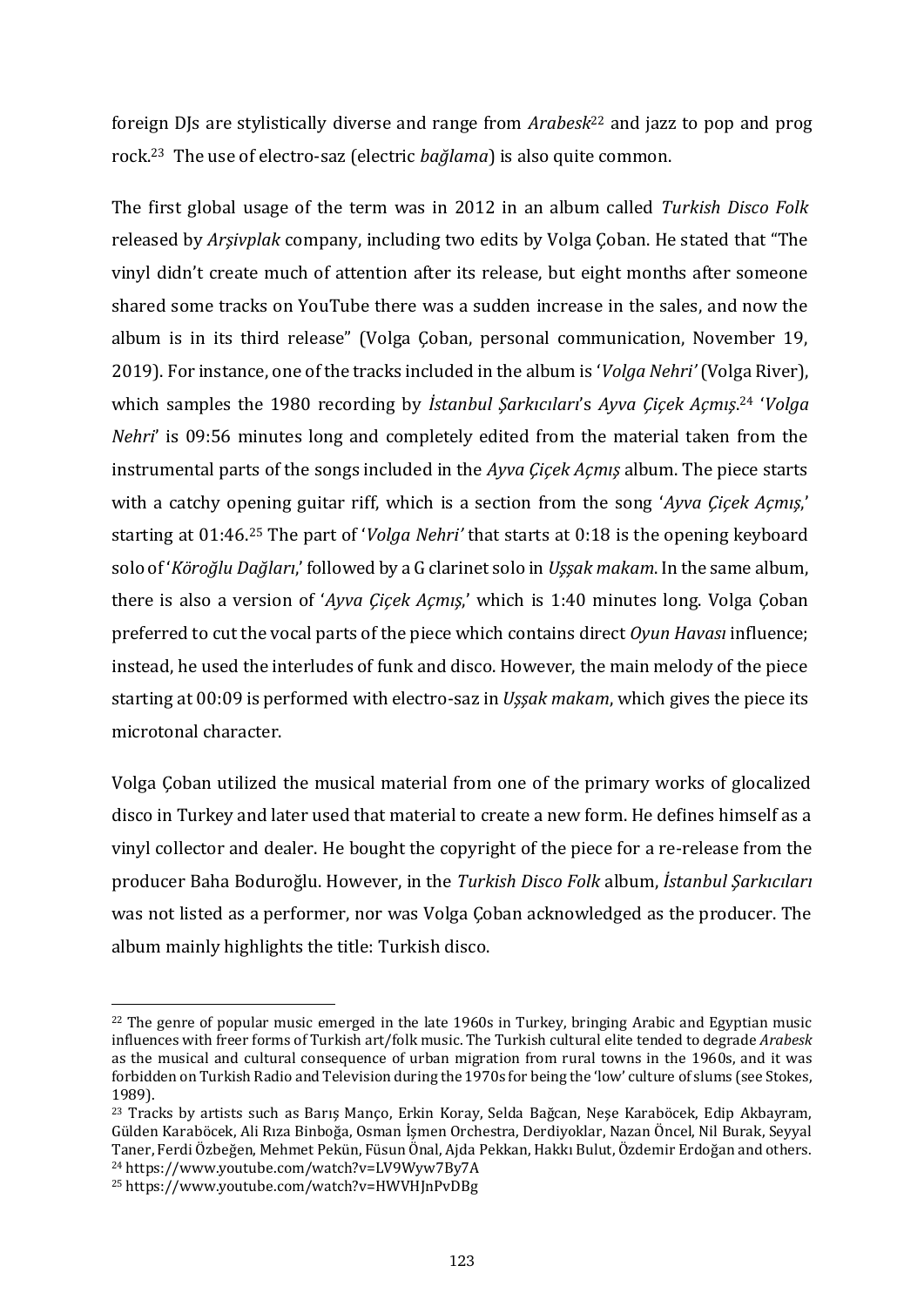foreign DJs are stylistically diverse and range from *Arabesk*[22] and jazz to pop and prog rock.[23] The use of electro-saz (electric *bağlama*) is also quite common.

The first global usage of the term was in 2012 in an album called *Turkish Disco Folk* released by *Arşivplak* company, including two edits by Volga Çoban. He stated that "The vinyl didn't create much of attention after its release, but eight months after someone shared some tracks on YouTube there was a sudden increase in the sales, and now the album is in its third release" (Volga Çoban, personal communication, November 19, 2019). For instance, one of the tracks included in the album is '*Volga Nehri'* (Volga River), which samples the 1980 recording by *İstanbul Şarkıcıları*'s *Ayva Çiçek Açmış*.[24] '*Volga Nehri*' is 09:56 minutes long and completely edited from the material taken from the instrumental parts of the songs included in the *Ayva Çiçek Açmış* album. The piece starts with a catchy opening guitar riff, which is a section from the song '*Ayva Çiçek Açmış*,' starting at 01:46.[25] The part of '*Volga Nehri'* that starts at 0:18 is the opening keyboard solo of '*Köroğlu Dağları*,' followed by a G clarinet solo in *Uşşak makam*. In the same album, there is also a version of '*Ayva Çiçek Açmış*,' which is 1:40 minutes long. Volga Çoban preferred to cut the vocal parts of the piece which contains direct *Oyun Havası* influence; instead, he used the interludes of funk and disco. However, the main melody of the piece starting at 00:09 is performed with electro-saz in *Uşşak makam*, which gives the piece its microtonal character.

Volga Çoban utilized the musical material from one of the primary works of glocalized disco in Turkey and later used that material to create a new form. He defines himself as a vinyl collector and dealer. He bought the copyright of the piece for a re-release from the producer Baha Boduroğlu. However, in the *Turkish Disco Folk* album, *İstanbul Şarkıcıları* was not listed as a performer, nor was Volga Çoban acknowledged as the producer. The album mainly highlights the title: Turkish disco.

---

[22] The genre of popular music emerged in the late 1960s in Turkey, bringing Arabic and Egyptian music influences with freer forms of Turkish art/folk music. The Turkish cultural elite tended to degrade *Arabesk* as the musical and cultural consequence of urban migration from rural towns in the 1960s, and it was forbidden on Turkish Radio and Television during the 1970s for being the 'low' culture of slums (see Stokes, 1989).

[23] Tracks by artists such as Barış Manço, Erkin Koray, Selda Bağcan, Neşe Karaböcek, Edip Akbayram, Gülden Karaböcek, Ali Rıza Binboğa, Osman İşmen Orchestra, Derdiyoklar, Nazan Öncel, Nil Burak, Seyyal Taner, Ferdi Özbeğen, Mehmet Pekün, Füsun Önal, Ajda Pekkan, Hakkı Bulut, Özdemir Erdoğan and others.

[24] https://www.youtube.com/watch?v=LV9Wyw7By7A

[25] https://www.youtube.com/watch?v=HWVHJnPvDBg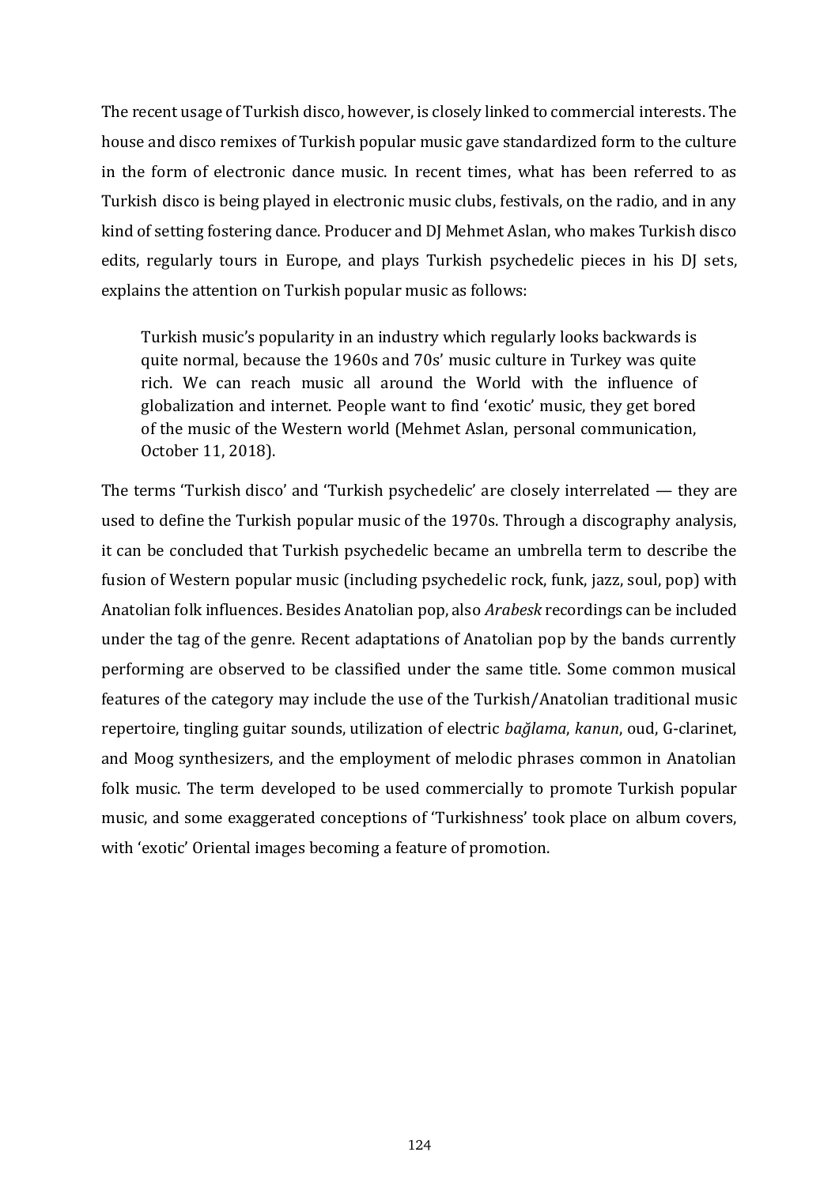The recent usage of Turkish disco, however, is closely linked to commercial interests. The house and disco remixes of Turkish popular music gave standardized form to the culture in the form of electronic dance music. In recent times, what has been referred to as Turkish disco is being played in electronic music clubs, festivals, on the radio, and in any kind of setting fostering dance. Producer and DJ Mehmet Aslan, who makes Turkish disco edits, regularly tours in Europe, and plays Turkish psychedelic pieces in his DJ sets, explains the attention on Turkish popular music as follows:

> Turkish music's popularity in an industry which regularly looks backwards is quite normal, because the 1960s and 70s' music culture in Turkey was quite rich. We can reach music all around the World with the influence of globalization and internet. People want to find 'exotic' music, they get bored of the music of the Western world (Mehmet Aslan, personal communication, October 11, 2018).

The terms 'Turkish disco' and 'Turkish psychedelic' are closely interrelated — they are used to define the Turkish popular music of the 1970s. Through a discography analysis, it can be concluded that Turkish psychedelic became an umbrella term to describe the fusion of Western popular music (including psychedelic rock, funk, jazz, soul, pop) with Anatolian folk influences. Besides Anatolian pop, also *Arabesk* recordings can be included under the tag of the genre. Recent adaptations of Anatolian pop by the bands currently performing are observed to be classified under the same title. Some common musical features of the category may include the use of the Turkish/Anatolian traditional music repertoire, tingling guitar sounds, utilization of electric *bağlama*, *kanun*, oud, G-clarinet, and Moog synthesizers, and the employment of melodic phrases common in Anatolian folk music. The term developed to be used commercially to promote Turkish popular music, and some exaggerated conceptions of 'Turkishness' took place on album covers, with 'exotic' Oriental images becoming a feature of promotion.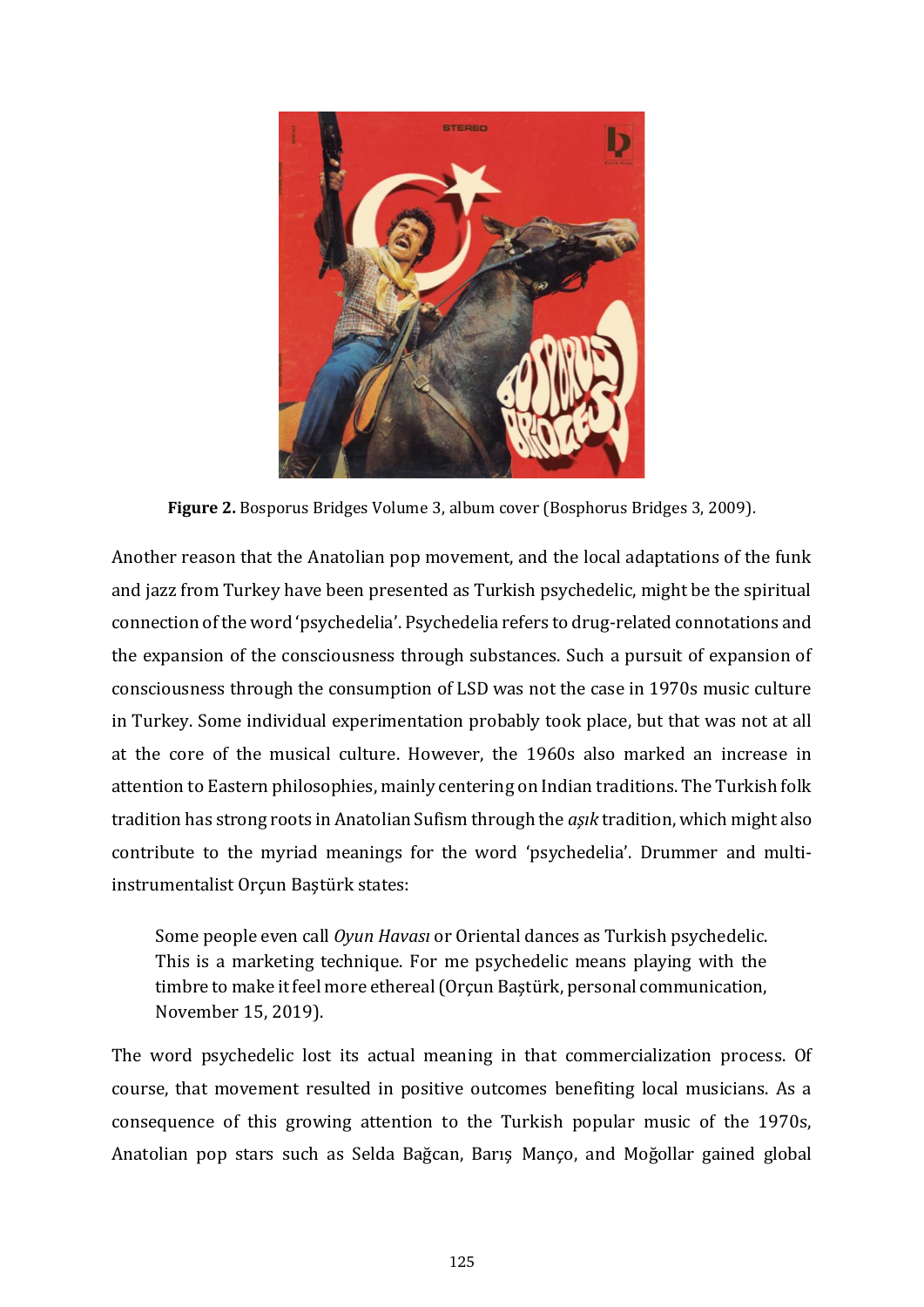**Figure 2.** Bosporus Bridges Volume 3, album cover (Bosphorus Bridges 3, 2009).

Another reason that the Anatolian pop movement, and the local adaptations of the funk and jazz from Turkey have been presented as Turkish psychedelic, might be the spiritual connection of the word 'psychedelia'. Psychedelia refers to drug-related connotations and the expansion of the consciousness through substances. Such a pursuit of expansion of consciousness through the consumption of LSD was not the case in 1970s music culture in Turkey. Some individual experimentation probably took place, but that was not at all at the core of the musical culture. However, the 1960s also marked an increase in attention to Eastern philosophies, mainly centering on Indian traditions. The Turkish folk tradition has strong roots in Anatolian Sufism through the *aşık* tradition, which might also contribute to the myriad meanings for the word 'psychedelia'. Drummer and multi-instrumentalist Orçun Baştürk states:

> Some people even call *Oyun Havası* or Oriental dances as Turkish psychedelic. This is a marketing technique. For me psychedelic means playing with the timbre to make it feel more ethereal (Orçun Baştürk, personal communication, November 15, 2019).

The word psychedelic lost its actual meaning in that commercialization process. Of course, that movement resulted in positive outcomes benefiting local musicians. As a consequence of this growing attention to the Turkish popular music of the 1970s, Anatolian pop stars such as Selda Bağcan, Barış Manço, and Moğollar gained global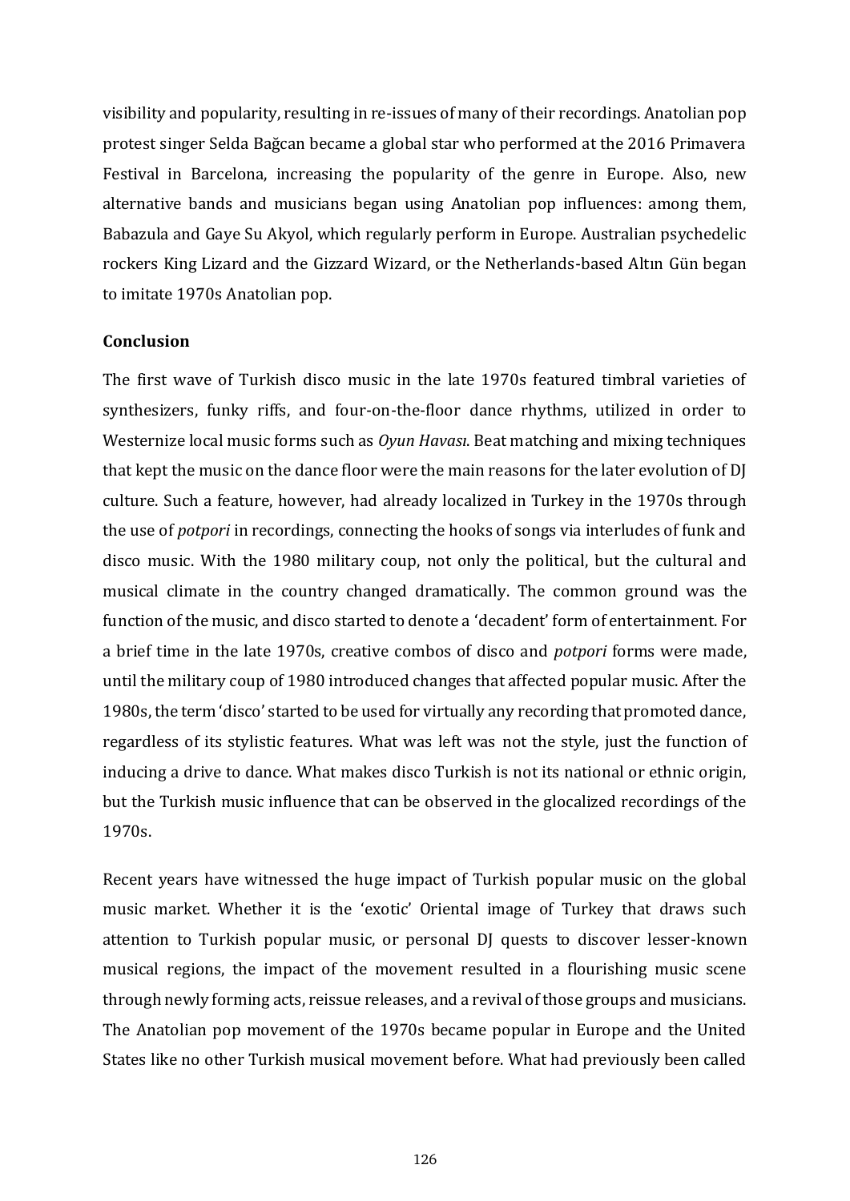visibility and popularity, resulting in re-issues of many of their recordings. Anatolian pop protest singer Selda Bağcan became a global star who performed at the 2016 Primavera Festival in Barcelona, increasing the popularity of the genre in Europe. Also, new alternative bands and musicians began using Anatolian pop influences: among them, Babazula and Gaye Su Akyol, which regularly perform in Europe. Australian psychedelic rockers King Lizard and the Gizzard Wizard, or the Netherlands-based Altın Gün began to imitate 1970s Anatolian pop.

**Conclusion**

The first wave of Turkish disco music in the late 1970s featured timbral varieties of synthesizers, funky riffs, and four-on-the-floor dance rhythms, utilized in order to Westernize local music forms such as *Oyun Havası*. Beat matching and mixing techniques that kept the music on the dance floor were the main reasons for the later evolution of DJ culture. Such a feature, however, had already localized in Turkey in the 1970s through the use of *potpori* in recordings, connecting the hooks of songs via interludes of funk and disco music. With the 1980 military coup, not only the political, but the cultural and musical climate in the country changed dramatically. The common ground was the function of the music, and disco started to denote a 'decadent' form of entertainment. For a brief time in the late 1970s, creative combos of disco and *potpori* forms were made, until the military coup of 1980 introduced changes that affected popular music. After the 1980s, the term 'disco' started to be used for virtually any recording that promoted dance, regardless of its stylistic features. What was left was not the style, just the function of inducing a drive to dance. What makes disco Turkish is not its national or ethnic origin, but the Turkish music influence that can be observed in the glocalized recordings of the 1970s.

Recent years have witnessed the huge impact of Turkish popular music on the global music market. Whether it is the 'exotic' Oriental image of Turkey that draws such attention to Turkish popular music, or personal DJ quests to discover lesser-known musical regions, the impact of the movement resulted in a flourishing music scene through newly forming acts, reissue releases, and a revival of those groups and musicians. The Anatolian pop movement of the 1970s became popular in Europe and the United States like no other Turkish musical movement before. What had previously been called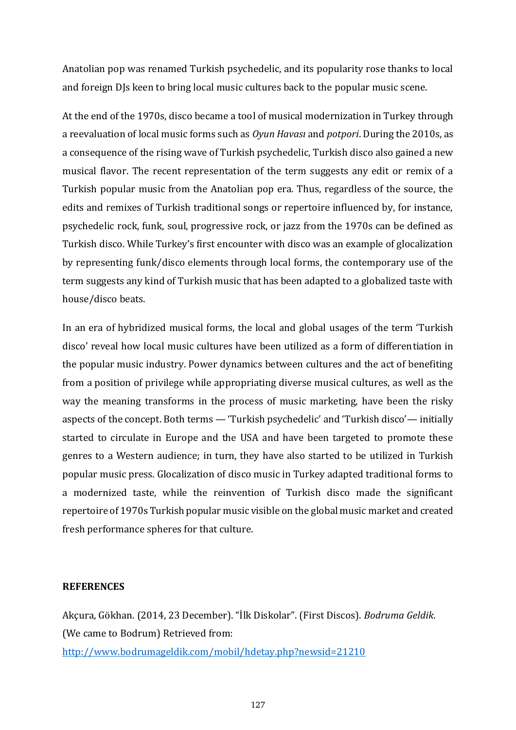Anatolian pop was renamed Turkish psychedelic, and its popularity rose thanks to local and foreign DJs keen to bring local music cultures back to the popular music scene.

At the end of the 1970s, disco became a tool of musical modernization in Turkey through a reevaluation of local music forms such as *Oyun Havası* and *potpori*. During the 2010s, as a consequence of the rising wave of Turkish psychedelic, Turkish disco also gained a new musical flavor. The recent representation of the term suggests any edit or remix of a Turkish popular music from the Anatolian pop era. Thus, regardless of the source, the edits and remixes of Turkish traditional songs or repertoire influenced by, for instance, psychedelic rock, funk, soul, progressive rock, or jazz from the 1970s can be defined as Turkish disco. While Turkey's first encounter with disco was an example of glocalization by representing funk/disco elements through local forms, the contemporary use of the term suggests any kind of Turkish music that has been adapted to a globalized taste with house/disco beats.

In an era of hybridized musical forms, the local and global usages of the term 'Turkish disco' reveal how local music cultures have been utilized as a form of differentiation in the popular music industry. Power dynamics between cultures and the act of benefiting from a position of privilege while appropriating diverse musical cultures, as well as the way the meaning transforms in the process of music marketing, have been the risky aspects of the concept. Both terms — 'Turkish psychedelic' and 'Turkish disco'— initially started to circulate in Europe and the USA and have been targeted to promote these genres to a Western audience; in turn, they have also started to be utilized in Turkish popular music press. Glocalization of disco music in Turkey adapted traditional forms to a modernized taste, while the reinvention of Turkish disco made the significant repertoire of 1970s Turkish popular music visible on the global music market and created fresh performance spheres for that culture.

**REFERENCES**

Akçura, Gökhan. (2014, 23 December). "İlk Diskolar". (First Discos). *Bodruma Geldik*. (We came to Bodrum) Retrieved from: http://www.bodrumageldik.com/mobil/hdetay.php?newsid=21210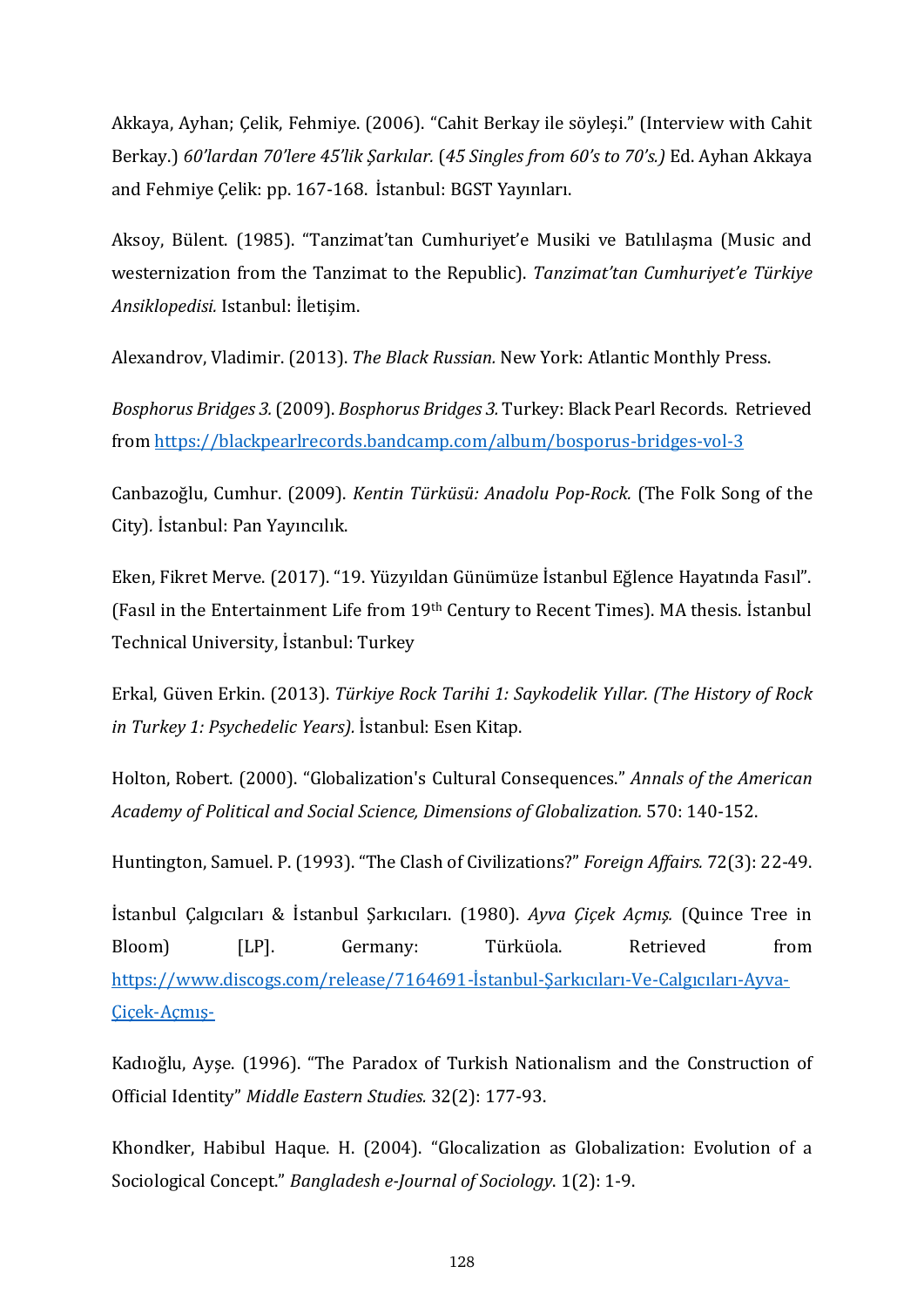Akkaya, Ayhan; Çelik, Fehmiye. (2006). "Cahit Berkay ile söyleşi." (Interview with Cahit Berkay.) *60'lardan 70'lere 45'lik Şarkılar.* (*45 Singles from 60's to 70's.)* Ed. Ayhan Akkaya and Fehmiye Çelik: pp. 167-168. İstanbul: BGST Yayınları.

Aksoy, Bülent. (1985). "Tanzimat'tan Cumhuriyet'e Musiki ve Batılılaşma (Music and westernization from the Tanzimat to the Republic). *Tanzimat'tan Cumhuriyet'e Türkiye Ansiklopedisi.* Istanbul: İletişim.

Alexandrov, Vladimir. (2013). *The Black Russian.* New York: Atlantic Monthly Press.

*Bosphorus Bridges 3.* (2009). *Bosphorus Bridges 3.* Turkey: Black Pearl Records. Retrieved from https://blackpearlrecords.bandcamp.com/album/bosporus-bridges-vol-3

Canbazoğlu, Cumhur. (2009). *Kentin Türküsü: Anadolu Pop-Rock.* (The Folk Song of the City)*.* İstanbul: Pan Yayıncılık.

Eken, Fikret Merve. (2017). "19. Yüzyıldan Günümüze İstanbul Eğlence Hayatında Fasıl". (Fasıl in the Entertainment Life from 19th Century to Recent Times). MA thesis. İstanbul Technical University, İstanbul: Turkey

Erkal, Güven Erkin. (2013). *Türkiye Rock Tarihi 1: Saykodelik Yıllar. (The History of Rock in Turkey 1: Psychedelic Years).* İstanbul: Esen Kitap.

Holton, Robert. (2000). "Globalization's Cultural Consequences." *Annals of the American Academy of Political and Social Science, Dimensions of Globalization.* 570: 140-152.

Huntington, Samuel. P. (1993). "The Clash of Civilizations?" *Foreign Affairs.* 72(3): 22-49.

İstanbul Çalgıcıları & İstanbul Şarkıcıları. (1980). *Ayva Çiçek Açmış.* (Quince Tree in Bloom) [LP]. Germany: Türküola. Retrieved from https://www.discogs.com/release/7164691-İstanbul-Şarkıcıları-Ve-Calgıcıları-Ayva-Çiçek-Açmış-

Kadıoğlu, Ayşe. (1996). "The Paradox of Turkish Nationalism and the Construction of Official Identity" *Middle Eastern Studies.* 32(2): 177-93.

Khondker, Habibul Haque. H. (2004). "Glocalization as Globalization: Evolution of a Sociological Concept." *Bangladesh e-Journal of Sociology*. 1(2): 1-9.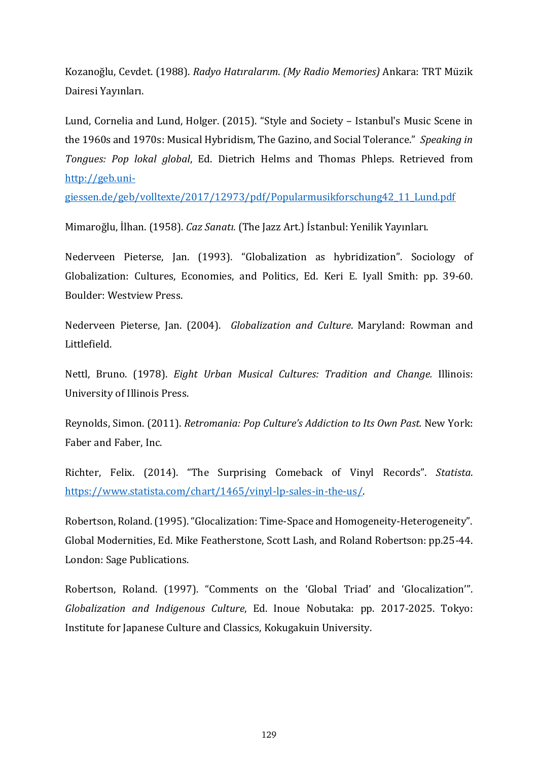Kozanoğlu, Cevdet. (1988). *Radyo Hatıralarım*. *(My Radio Memories)* Ankara: TRT Müzik Dairesi Yayınları.

Lund, Cornelia and Lund, Holger. (2015). "Style and Society – Istanbul's Music Scene in the 1960s and 1970s: Musical Hybridism, The Gazino, and Social Tolerance." *Speaking in Tongues: Pop lokal global*, Ed. Dietrich Helms and Thomas Phleps. Retrieved from [http://geb.uni-giessen.de/geb/volltexte/2017/12973/pdf/Popularmusikforschung42_11_Lund.pdf](http://geb.uni-giessen.de/geb/volltexte/2017/12973/pdf/Popularmusikforschung42_11_Lund.pdf)

Mimaroğlu, İlhan. (1958). *Caz Sanatı.* (The Jazz Art.) İstanbul: Yenilik Yayınları.

Nederveen Pieterse, Jan. (1993). "Globalization as hybridization". Sociology of Globalization: Cultures, Economies, and Politics, Ed. Keri E. Iyall Smith: pp. 39-60. Boulder: Westview Press.

Nederveen Pieterse, Jan. (2004). *Globalization and Culture*. Maryland: Rowman and Littlefield.

Nettl, Bruno. (1978). *Eight Urban Musical Cultures: Tradition and Change.* Illinois: University of Illinois Press.

Reynolds, Simon. (2011). *Retromania: Pop Culture's Addiction to Its Own Past.* New York: Faber and Faber, Inc.

Richter, Felix. (2014). "The Surprising Comeback of Vinyl Records". *Statista*. [https://www.statista.com/chart/1465/vinyl-lp-sales-in-the-us/](https://www.statista.com/chart/1465/vinyl-lp-sales-in-the-us/).

Robertson, Roland. (1995). "Glocalization: Time-Space and Homogeneity-Heterogeneity". Global Modernities, Ed. Mike Featherstone, Scott Lash, and Roland Robertson: pp.25-44. London: Sage Publications.

Robertson, Roland. (1997). "Comments on the 'Global Triad' and 'Glocalization'". *Globalization and Indigenous Culture*, Ed. Inoue Nobutaka: pp. 2017-2025. Tokyo: Institute for Japanese Culture and Classics, Kokugakuin University.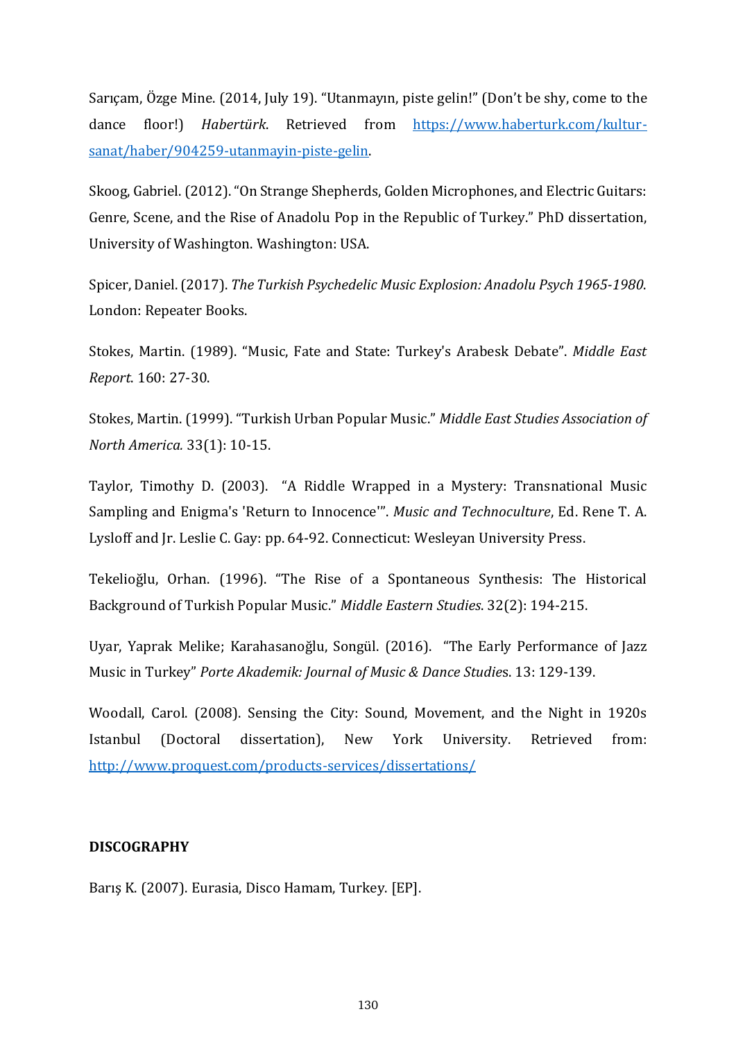Sarıçam, Özge Mine. (2014, July 19). "Utanmayın, piste gelin!" (Don't be shy, come to the dance floor!) *Habertürk*. Retrieved from [https://www.haberturk.com/kultur-sanat/haber/904259-utanmayin-piste-gelin](https://www.haberturk.com/kultur-sanat/haber/904259-utanmayin-piste-gelin).

Skoog, Gabriel. (2012). "On Strange Shepherds, Golden Microphones, and Electric Guitars: Genre, Scene, and the Rise of Anadolu Pop in the Republic of Turkey." PhD dissertation, University of Washington. Washington: USA.

Spicer, Daniel. (2017). *The Turkish Psychedelic Music Explosion: Anadolu Psych 1965-1980*. London: Repeater Books.

Stokes, Martin. (1989). "Music, Fate and State: Turkey's Arabesk Debate". *Middle East Report*. 160: 27-30.

Stokes, Martin. (1999). "Turkish Urban Popular Music." *Middle East Studies Association of North America.* 33(1): 10-15.

Taylor, Timothy D. (2003). "A Riddle Wrapped in a Mystery: Transnational Music Sampling and Enigma's 'Return to Innocence'". *Music and Technoculture*, Ed. Rene T. A. Lysloff and Jr. Leslie C. Gay: pp. 64-92. Connecticut: Wesleyan University Press.

Tekelioğlu, Orhan. (1996). "The Rise of a Spontaneous Synthesis: The Historical Background of Turkish Popular Music." *Middle Eastern Studies*. 32(2): 194-215.

Uyar, Yaprak Melike; Karahasanoğlu, Songül. (2016). "The Early Performance of Jazz Music in Turkey" *Porte Akademik: Journal of Music & Dance Studie*s. 13: 129-139.

Woodall, Carol. (2008). Sensing the City: Sound, Movement, and the Night in 1920s Istanbul (Doctoral dissertation), New York University. Retrieved from: [http://www.proquest.com/products-services/dissertations/](http://www.proquest.com/products-services/dissertations/)

**DISCOGRAPHY**

Barış K. (2007). Eurasia, Disco Hamam, Turkey. [EP].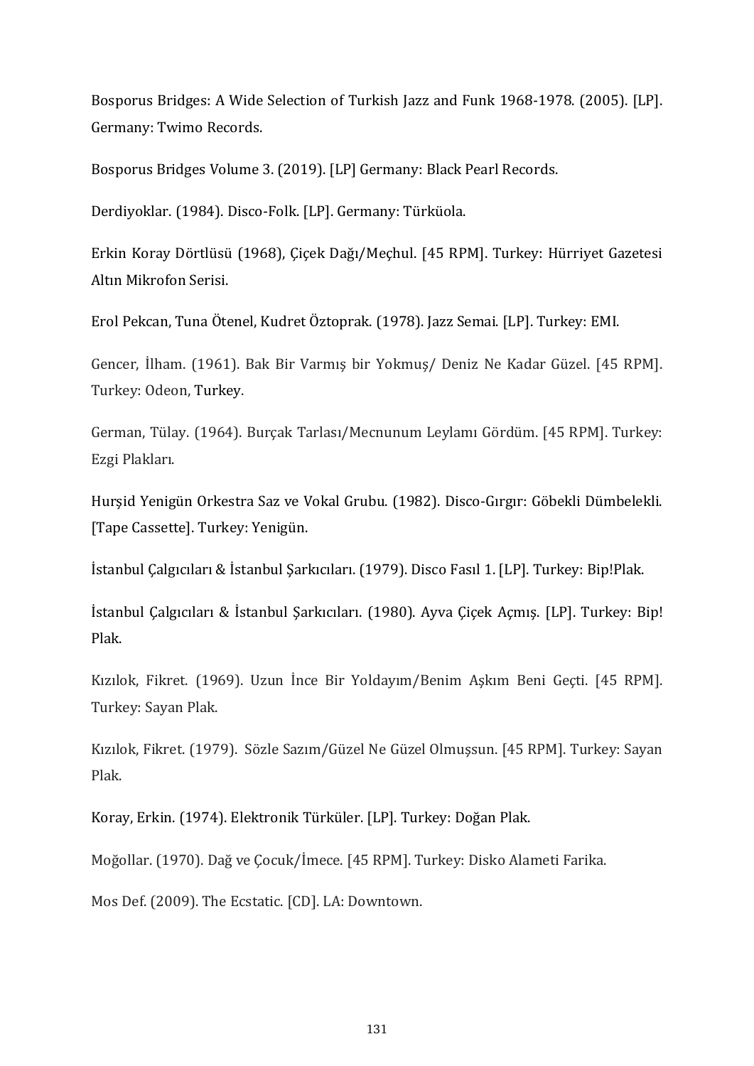Bosporus Bridges: A Wide Selection of Turkish Jazz and Funk 1968-1978. (2005). [LP]. Germany: Twimo Records.

Bosporus Bridges Volume 3. (2019). [LP] Germany: Black Pearl Records.

Derdiyoklar. (1984). Disco-Folk. [LP]. Germany: Türküola.

Erkin Koray Dörtlüsü (1968), Çiçek Dağı/Meçhul. [45 RPM]. Turkey: Hürriyet Gazetesi Altın Mikrofon Serisi.

Erol Pekcan, Tuna Ötenel, Kudret Öztoprak. (1978). Jazz Semai. [LP]. Turkey: EMI.

Gencer, İlham. (1961). Bak Bir Varmış bir Yokmuş/ Deniz Ne Kadar Güzel. [45 RPM]. Turkey: Odeon, Turkey.

German, Tülay. (1964). Burçak Tarlası/Mecnunum Leylamı Gördüm. [45 RPM]. Turkey: Ezgi Plakları.

Hurşid Yenigün Orkestra Saz ve Vokal Grubu. (1982). Disco-Gırgır: Göbekli Dümbelekli. [Tape Cassette]. Turkey: Yenigün.

İstanbul Çalgıcıları & İstanbul Şarkıcıları. (1979). Disco Fasıl 1. [LP]. Turkey: Bip!Plak.

İstanbul Çalgıcıları & İstanbul Şarkıcıları. (1980). Ayva Çiçek Açmış. [LP]. Turkey: Bip! Plak.

Kızılok, Fikret. (1969). Uzun İnce Bir Yoldayım/Benim Aşkım Beni Geçti. [45 RPM]. Turkey: Sayan Plak.

Kızılok, Fikret. (1979). Sözle Sazım/Güzel Ne Güzel Olmuşsun. [45 RPM]. Turkey: Sayan Plak.

Koray, Erkin. (1974). Elektronik Türküler. [LP]. Turkey: Doğan Plak.

Moğollar. (1970). Dağ ve Çocuk/İmece. [45 RPM]. Turkey: Disko Alameti Farika.

Mos Def. (2009). The Ecstatic. [CD]. LA: Downtown.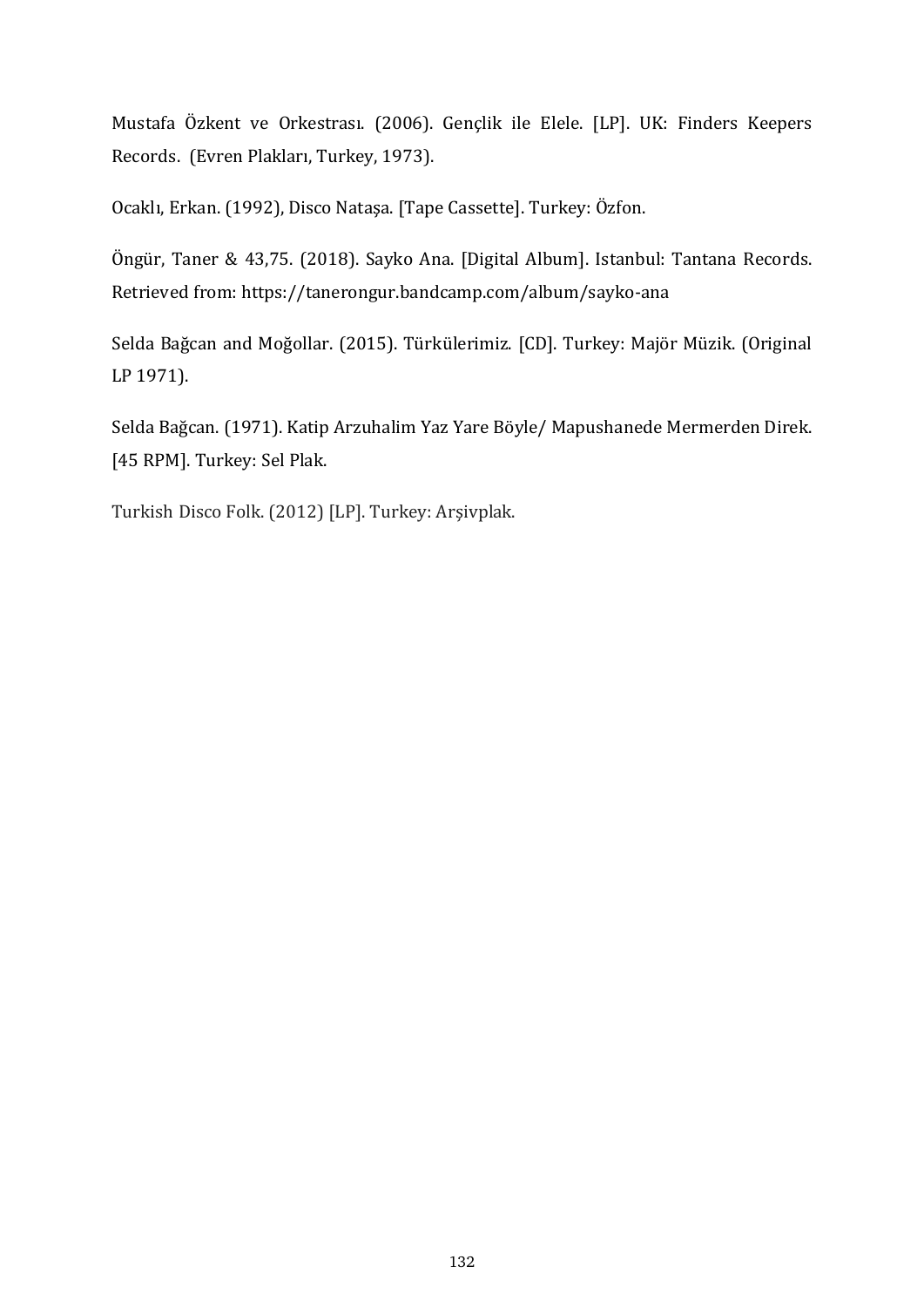Mustafa Özkent ve Orkestrası. (2006). Gençlik ile Elele. [LP]. UK: Finders Keepers Records. (Evren Plakları, Turkey, 1973).

Ocaklı, Erkan. (1992), Disco Nataşa. [Tape Cassette]. Turkey: Özfon.

Öngür, Taner & 43,75. (2018). Sayko Ana. [Digital Album]. Istanbul: Tantana Records. Retrieved from: https://tanerongur.bandcamp.com/album/sayko-ana

Selda Bağcan and Moğollar. (2015). Türkülerimiz. [CD]. Turkey: Majör Müzik. (Original LP 1971).

Selda Bağcan. (1971). Katip Arzuhalim Yaz Yare Böyle/ Mapushanede Mermerden Direk. [45 RPM]. Turkey: Sel Plak.

Turkish Disco Folk. (2012) [LP]. Turkey: Arşivplak.